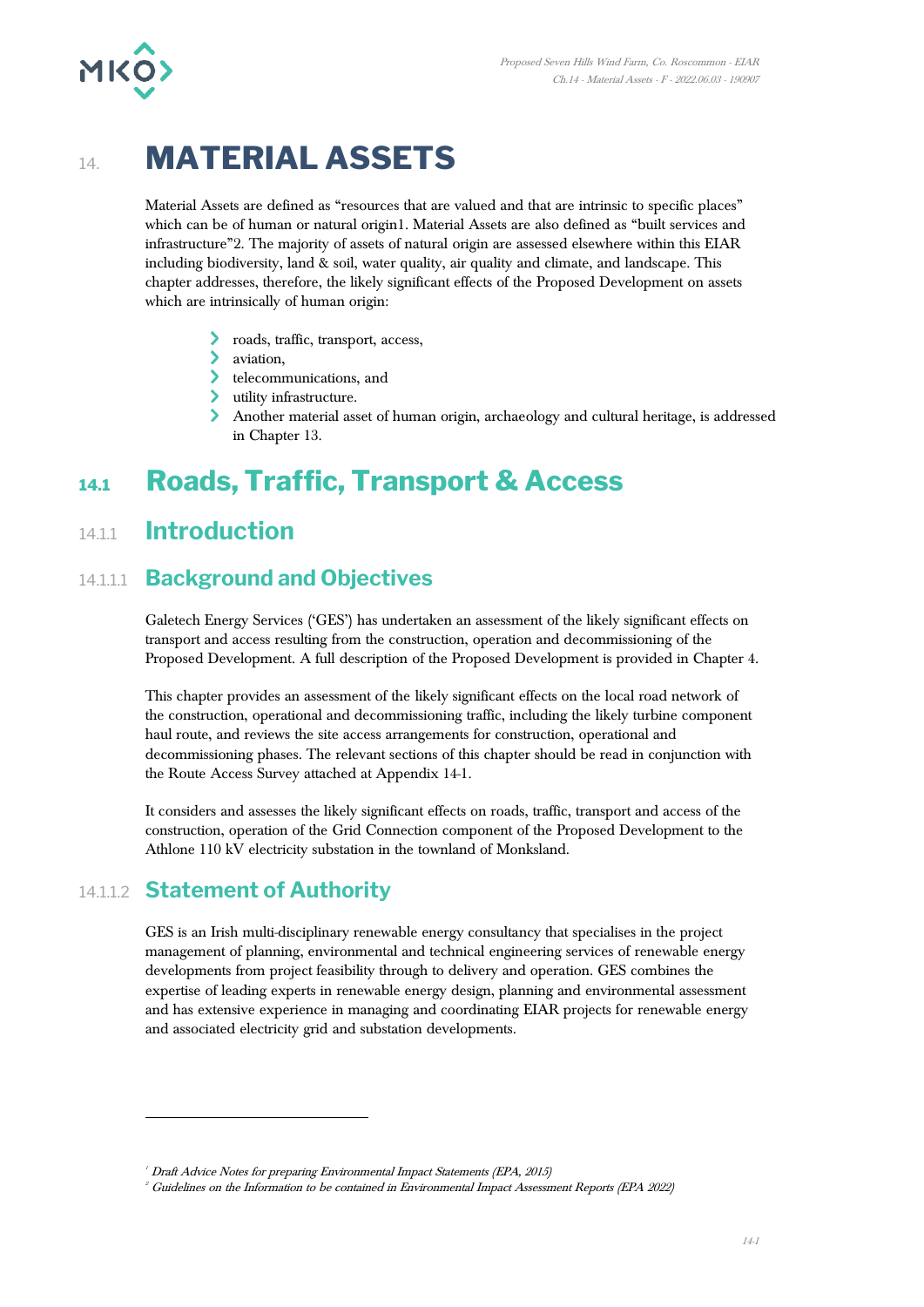# 14. MATERIAL ASSETS

Material Assets are defined as "resources that are valued and that are intrinsic to specific places" which can be of human or natural origin[1]. Material Assets are also defined as "built services and infrastructure"[2]. The majority of assets of natural origin are assessed elsewhere within this EIAR including biodiversity, land & soil, water quality, air quality and climate, and landscape. This chapter addresses, therefore, the likely significant effects of the Proposed Development on assets which are intrinsically of human origin:

- roads, traffic, transport, access,
- aviation,
- telecommunications, and
- utility infrastructure.
- Another material asset of human origin, archaeology and cultural heritage, is addressed in Chapter 13.

## 14.1 Roads, Traffic, Transport & Access

### 14.1.1 Introduction

#### 14.1.1.1 Background and Objectives

Galetech Energy Services ('GES') has undertaken an assessment of the likely significant effects on transport and access resulting from the construction, operation and decommissioning of the Proposed Development. A full description of the Proposed Development is provided in Chapter 4.

This chapter provides an assessment of the likely significant effects on the local road network of the construction, operational and decommissioning traffic, including the likely turbine component haul route, and reviews the site access arrangements for construction, operational and decommissioning phases. The relevant sections of this chapter should be read in conjunction with the Route Access Survey attached at Appendix 14-1.

It considers and assesses the likely significant effects on roads, traffic, transport and access of the construction, operation of the Grid Connection component of the Proposed Development to the Athlone 110 kV electricity substation in the townland of Monksland.

#### 14.1.1.2 Statement of Authority

GES is an Irish multi-disciplinary renewable energy consultancy that specialises in the project management of planning, environmental and technical engineering services of renewable energy developments from project feasibility through to delivery and operation. GES combines the expertise of leading experts in renewable energy design, planning and environmental assessment and has extensive experience in managing and coordinating EIAR projects for renewable energy and associated electricity grid and substation developments.

---

[1] *Draft Advice Notes for preparing Environmental Impact Statements (EPA, 2015)*

[2] *Guidelines on the Information to be contained in Environmental Impact Assessment Reports (EPA 2022)*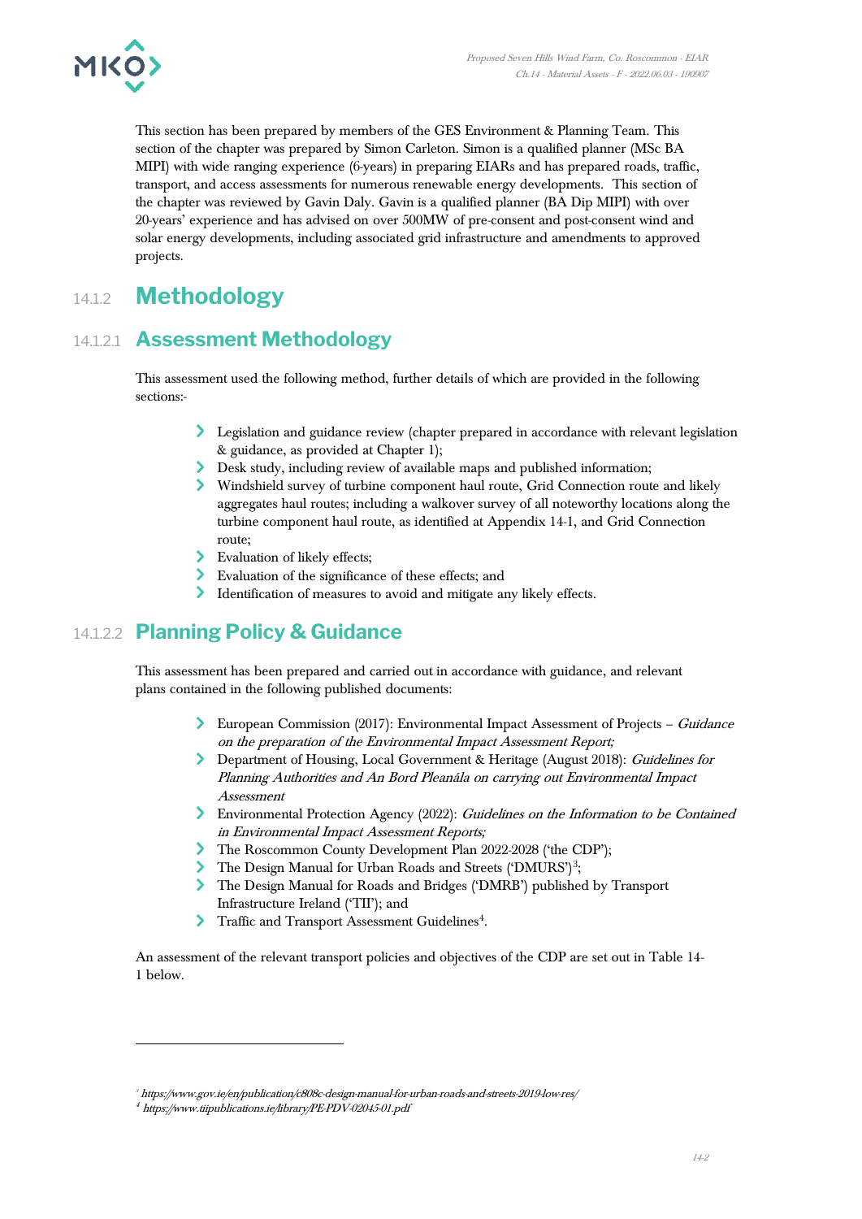This section has been prepared by members of the GES Environment & Planning Team. This section of the chapter was prepared by Simon Carleton. Simon is a qualified planner (MSc BA MIPI) with wide ranging experience (6-years) in preparing EIARs and has prepared roads, traffic, transport, and access assessments for numerous renewable energy developments. This section of the chapter was reviewed by Gavin Daly. Gavin is a qualified planner (BA Dip MIPI) with over 20-years' experience and has advised on over 500MW of pre-consent and post-consent wind and solar energy developments, including associated grid infrastructure and amendments to approved projects.

## 14.1.2 Methodology

### 14.1.2.1 Assessment Methodology

This assessment used the following method, further details of which are provided in the following sections:-

- Legislation and guidance review (chapter prepared in accordance with relevant legislation & guidance, as provided at Chapter 1);
- Desk study, including review of available maps and published information;
- Windshield survey of turbine component haul route, Grid Connection route and likely aggregates haul routes; including a walkover survey of all noteworthy locations along the turbine component haul route, as identified at Appendix 14-1, and Grid Connection route;
- Evaluation of likely effects;
- Evaluation of the significance of these effects; and
- Identification of measures to avoid and mitigate any likely effects.

### 14.1.2.2 Planning Policy & Guidance

This assessment has been prepared and carried out in accordance with guidance, and relevant plans contained in the following published documents:

- European Commission (2017): Environmental Impact Assessment of Projects – *Guidance on the preparation of the Environmental Impact Assessment Report;*
- Department of Housing, Local Government & Heritage (August 2018): *Guidelines for Planning Authorities and An Bord Pleanála on carrying out Environmental Impact Assessment*
- Environmental Protection Agency (2022): *Guidelines on the Information to be Contained in Environmental Impact Assessment Reports;*
- The Roscommon County Development Plan 2022-2028 ('the CDP');
- The Design Manual for Urban Roads and Streets ('DMURS')[3];
- The Design Manual for Roads and Bridges ('DMRB') published by Transport Infrastructure Ireland ('TII'); and
- Traffic and Transport Assessment Guidelines[4].

An assessment of the relevant transport policies and objectives of the CDP are set out in Table 14-1 below.

---

[3] https://www.gov.ie/en/publication/c808c-design-manual-for-urban-roads-and-streets-2019-low-res/

[4] https://www.tiipublications.ie/library/PE-PDV-02045-01.pdf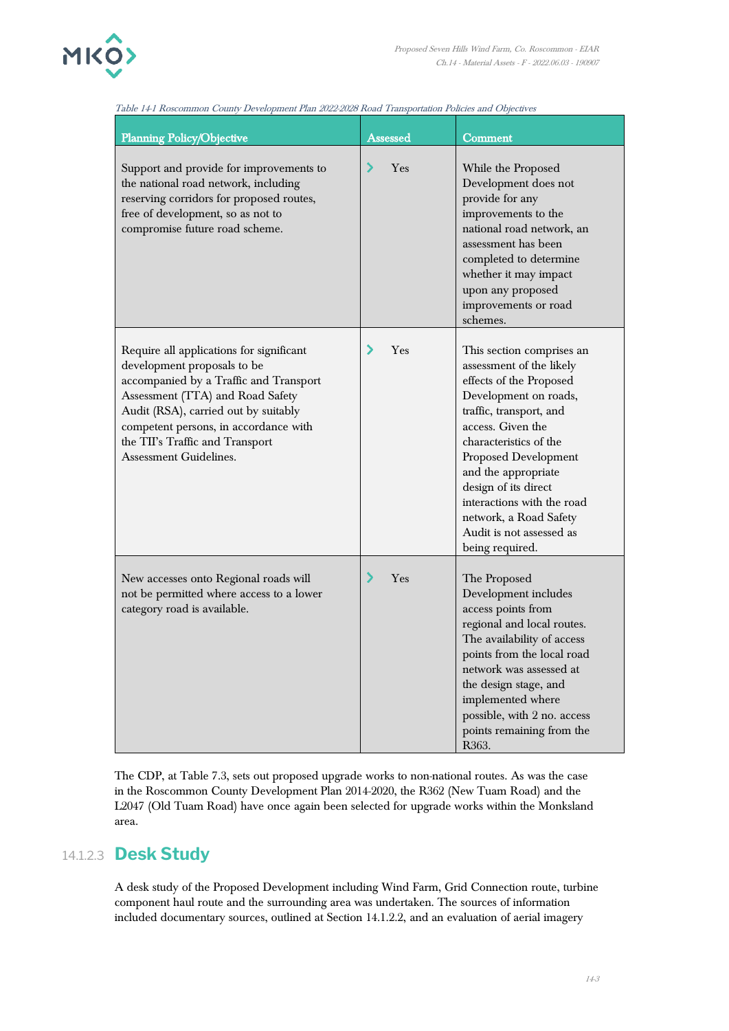*Table 14-1 Roscommon County Development Plan 2022-2028 Road Transportation Policies and Objectives*

| Planning Policy/Objective | Assessed | Comment |
|---|---|---|
| Support and provide for improvements to the national road network, including reserving corridors for proposed routes, free of development, so as not to compromise future road scheme. | Yes | While the Proposed Development does not provide for any improvements to the national road network, an assessment has been completed to determine whether it may impact upon any proposed improvements or road schemes. |
| Require all applications for significant development proposals to be accompanied by a Traffic and Transport Assessment (TTA) and Road Safety Audit (RSA), carried out by suitably competent persons, in accordance with the TII's Traffic and Transport Assessment Guidelines. | Yes | This section comprises an assessment of the likely effects of the Proposed Development on roads, traffic, transport, and access. Given the characteristics of the Proposed Development and the appropriate design of its direct interactions with the road network, a Road Safety Audit is not assessed as being required. |
| New accesses onto Regional roads will not be permitted where access to a lower category road is available. | Yes | The Proposed Development includes access points from regional and local routes. The availability of access points from the local road network was assessed at the design stage, and implemented where possible, with 2 no. access points remaining from the R363. |

The CDP, at Table 7.3, sets out proposed upgrade works to non-national routes. As was the case in the Roscommon County Development Plan 2014-2020, the R362 (New Tuam Road) and the L2047 (Old Tuam Road) have once again been selected for upgrade works within the Monksland area.

### 14.1.2.3 Desk Study

A desk study of the Proposed Development including Wind Farm, Grid Connection route, turbine component haul route and the surrounding area was undertaken. The sources of information included documentary sources, outlined at Section 14.1.2.2, and an evaluation of aerial imagery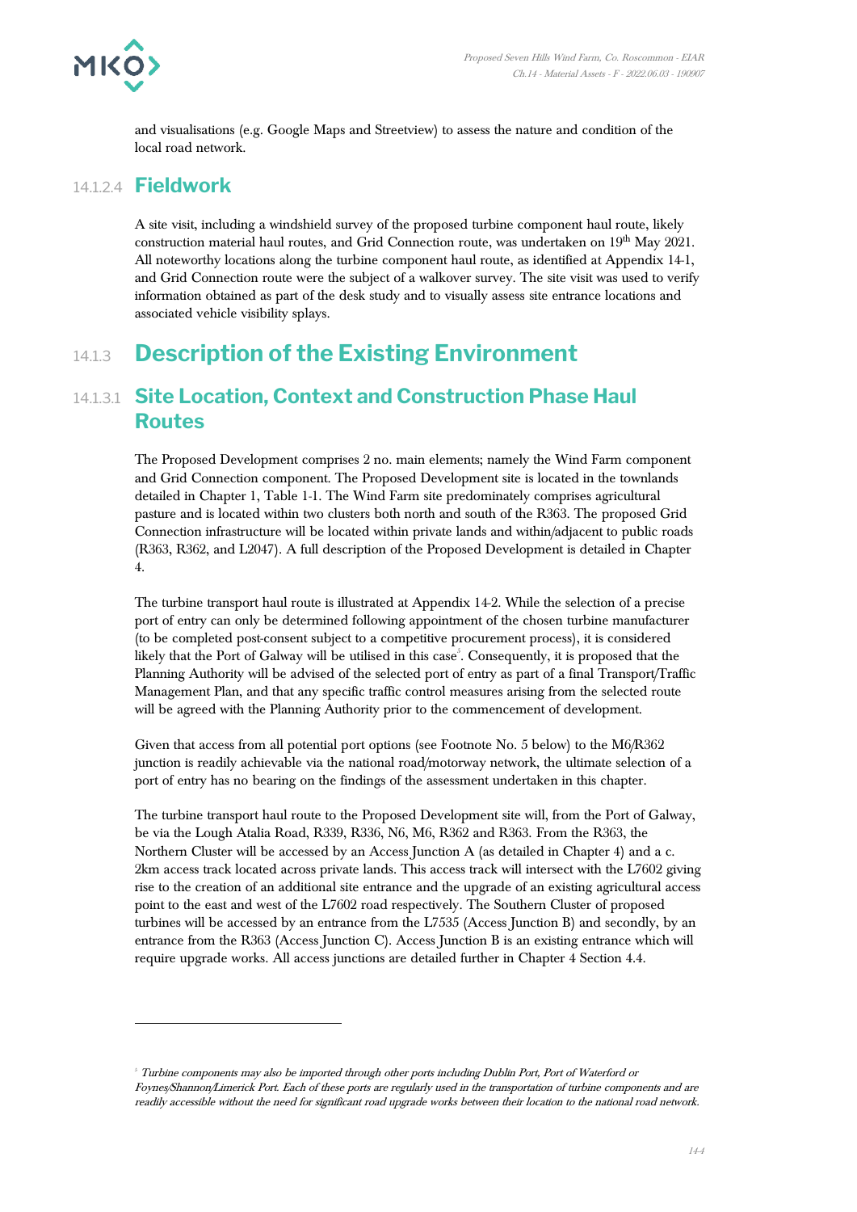and visualisations (e.g. Google Maps and Streetview) to assess the nature and condition of the local road network.

### 14.1.2.4 Fieldwork

A site visit, including a windshield survey of the proposed turbine component haul route, likely construction material haul routes, and Grid Connection route, was undertaken on 19th May 2021. All noteworthy locations along the turbine component haul route, as identified at Appendix 14-1, and Grid Connection route were the subject of a walkover survey. The site visit was used to verify information obtained as part of the desk study and to visually assess site entrance locations and associated vehicle visibility splays.

## 14.1.3 Description of the Existing Environment

### 14.1.3.1 Site Location, Context and Construction Phase Haul Routes

The Proposed Development comprises 2 no. main elements; namely the Wind Farm component and Grid Connection component. The Proposed Development site is located in the townlands detailed in Chapter 1, Table 1-1. The Wind Farm site predominately comprises agricultural pasture and is located within two clusters both north and south of the R363. The proposed Grid Connection infrastructure will be located within private lands and within/adjacent to public roads (R363, R362, and L2047). A full description of the Proposed Development is detailed in Chapter 4.

The turbine transport haul route is illustrated at Appendix 14-2. While the selection of a precise port of entry can only be determined following appointment of the chosen turbine manufacturer (to be completed post-consent subject to a competitive procurement process), it is considered likely that the Port of Galway will be utilised in this case[5]. Consequently, it is proposed that the Planning Authority will be advised of the selected port of entry as part of a final Transport/Traffic Management Plan, and that any specific traffic control measures arising from the selected route will be agreed with the Planning Authority prior to the commencement of development.

Given that access from all potential port options (see Footnote No. 5 below) to the M6/R362 junction is readily achievable via the national road/motorway network, the ultimate selection of a port of entry has no bearing on the findings of the assessment undertaken in this chapter.

The turbine transport haul route to the Proposed Development site will, from the Port of Galway, be via the Lough Atalia Road, R339, R336, N6, M6, R362 and R363. From the R363, the Northern Cluster will be accessed by an Access Junction A (as detailed in Chapter 4) and a c. 2km access track located across private lands. This access track will intersect with the L7602 giving rise to the creation of an additional site entrance and the upgrade of an existing agricultural access point to the east and west of the L7602 road respectively. The Southern Cluster of proposed turbines will be accessed by an entrance from the L7535 (Access Junction B) and secondly, by an entrance from the R363 (Access Junction C). Access Junction B is an existing entrance which will require upgrade works. All access junctions are detailed further in Chapter 4 Section 4.4.

---

[5] *Turbine components may also be imported through other ports including Dublin Port, Port of Waterford or Foynes/Shannon/Limerick Port. Each of these ports are regularly used in the transportation of turbine components and are readily accessible without the need for significant road upgrade works between their location to the national road network.*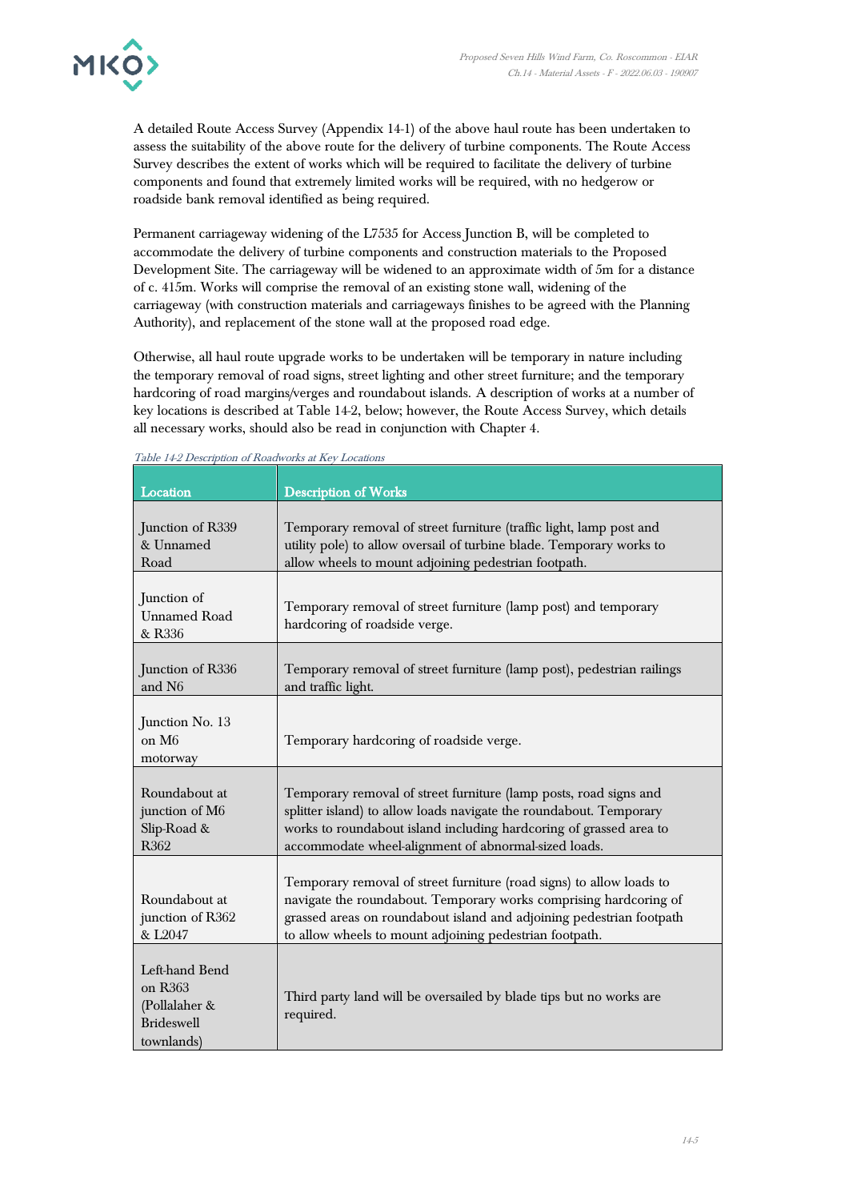A detailed Route Access Survey (Appendix 14-1) of the above haul route has been undertaken to assess the suitability of the above route for the delivery of turbine components. The Route Access Survey describes the extent of works which will be required to facilitate the delivery of turbine components and found that extremely limited works will be required, with no hedgerow or roadside bank removal identified as being required.

Permanent carriageway widening of the L7535 for Access Junction B, will be completed to accommodate the delivery of turbine components and construction materials to the Proposed Development Site. The carriageway will be widened to an approximate width of 5m for a distance of c. 415m. Works will comprise the removal of an existing stone wall, widening of the carriageway (with construction materials and carriageways finishes to be agreed with the Planning Authority), and replacement of the stone wall at the proposed road edge.

Otherwise, all haul route upgrade works to be undertaken will be temporary in nature including the temporary removal of road signs, street lighting and other street furniture; and the temporary hardcoring of road margins/verges and roundabout islands. A description of works at a number of key locations is described at Table 14-2, below; however, the Route Access Survey, which details all necessary works, should also be read in conjunction with Chapter 4.

*Table 14-2 Description of Roadworks at Key Locations*

| Location | Description of Works |
|---|---|
| Junction of R339 & Unnamed Road | Temporary removal of street furniture (traffic light, lamp post and utility pole) to allow oversail of turbine blade. Temporary works to allow wheels to mount adjoining pedestrian footpath. |
| Junction of Unnamed Road & R336 | Temporary removal of street furniture (lamp post) and temporary hardcoring of roadside verge. |
| Junction of R336 and N6 | Temporary removal of street furniture (lamp post), pedestrian railings and traffic light. |
| Junction No. 13 on M6 motorway | Temporary hardcoring of roadside verge. |
| Roundabout at junction of M6 Slip-Road & R362 | Temporary removal of street furniture (lamp posts, road signs and splitter island) to allow loads navigate the roundabout. Temporary works to roundabout island including hardcoring of grassed area to accommodate wheel-alignment of abnormal-sized loads. |
| Roundabout at junction of R362 & L2047 | Temporary removal of street furniture (road signs) to allow loads to navigate the roundabout. Temporary works comprising hardcoring of grassed areas on roundabout island and adjoining pedestrian footpath to allow wheels to mount adjoining pedestrian footpath. |
| Left-hand Bend on R363 (Pollalaher & Brideswell townlands) | Third party land will be oversailed by blade tips but no works are required. |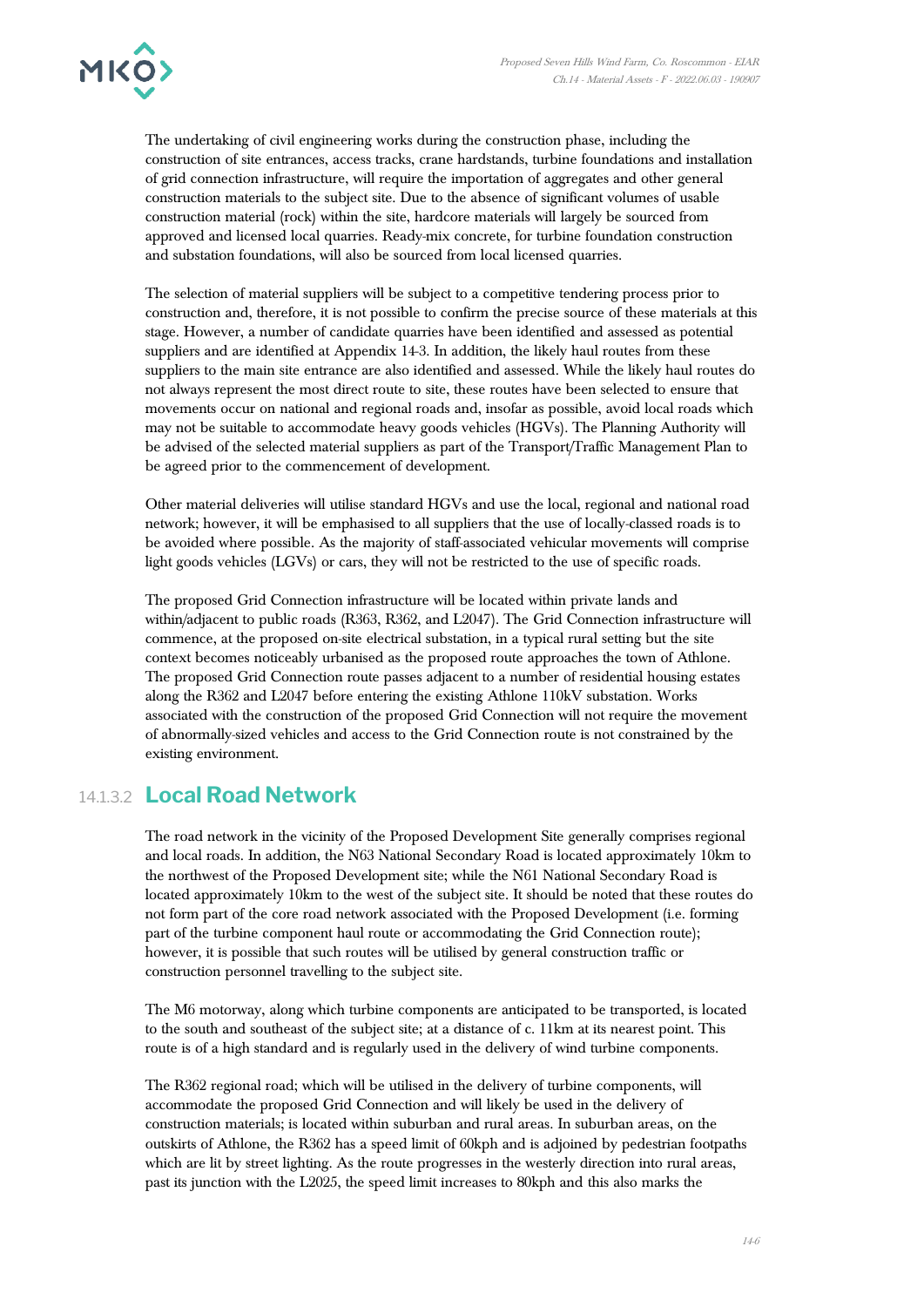The undertaking of civil engineering works during the construction phase, including the construction of site entrances, access tracks, crane hardstands, turbine foundations and installation of grid connection infrastructure, will require the importation of aggregates and other general construction materials to the subject site. Due to the absence of significant volumes of usable construction material (rock) within the site, hardcore materials will largely be sourced from approved and licensed local quarries. Ready-mix concrete, for turbine foundation construction and substation foundations, will also be sourced from local licensed quarries.

The selection of material suppliers will be subject to a competitive tendering process prior to construction and, therefore, it is not possible to confirm the precise source of these materials at this stage. However, a number of candidate quarries have been identified and assessed as potential suppliers and are identified at Appendix 14-3. In addition, the likely haul routes from these suppliers to the main site entrance are also identified and assessed. While the likely haul routes do not always represent the most direct route to site, these routes have been selected to ensure that movements occur on national and regional roads and, insofar as possible, avoid local roads which may not be suitable to accommodate heavy goods vehicles (HGVs). The Planning Authority will be advised of the selected material suppliers as part of the Transport/Traffic Management Plan to be agreed prior to the commencement of development.

Other material deliveries will utilise standard HGVs and use the local, regional and national road network; however, it will be emphasised to all suppliers that the use of locally-classed roads is to be avoided where possible. As the majority of staff-associated vehicular movements will comprise light goods vehicles (LGVs) or cars, they will not be restricted to the use of specific roads.

The proposed Grid Connection infrastructure will be located within private lands and within/adjacent to public roads (R363, R362, and L2047). The Grid Connection infrastructure will commence, at the proposed on-site electrical substation, in a typical rural setting but the site context becomes noticeably urbanised as the proposed route approaches the town of Athlone. The proposed Grid Connection route passes adjacent to a number of residential housing estates along the R362 and L2047 before entering the existing Athlone 110kV substation. Works associated with the construction of the proposed Grid Connection will not require the movement of abnormally-sized vehicles and access to the Grid Connection route is not constrained by the existing environment.

### 14.1.3.2 Local Road Network

The road network in the vicinity of the Proposed Development Site generally comprises regional and local roads. In addition, the N63 National Secondary Road is located approximately 10km to the northwest of the Proposed Development site; while the N61 National Secondary Road is located approximately 10km to the west of the subject site. It should be noted that these routes do not form part of the core road network associated with the Proposed Development (i.e. forming part of the turbine component haul route or accommodating the Grid Connection route); however, it is possible that such routes will be utilised by general construction traffic or construction personnel travelling to the subject site.

The M6 motorway, along which turbine components are anticipated to be transported, is located to the south and southeast of the subject site; at a distance of c. 11km at its nearest point. This route is of a high standard and is regularly used in the delivery of wind turbine components.

The R362 regional road; which will be utilised in the delivery of turbine components, will accommodate the proposed Grid Connection and will likely be used in the delivery of construction materials; is located within suburban and rural areas. In suburban areas, on the outskirts of Athlone, the R362 has a speed limit of 60kph and is adjoined by pedestrian footpaths which are lit by street lighting. As the route progresses in the westerly direction into rural areas, past its junction with the L2025, the speed limit increases to 80kph and this also marks the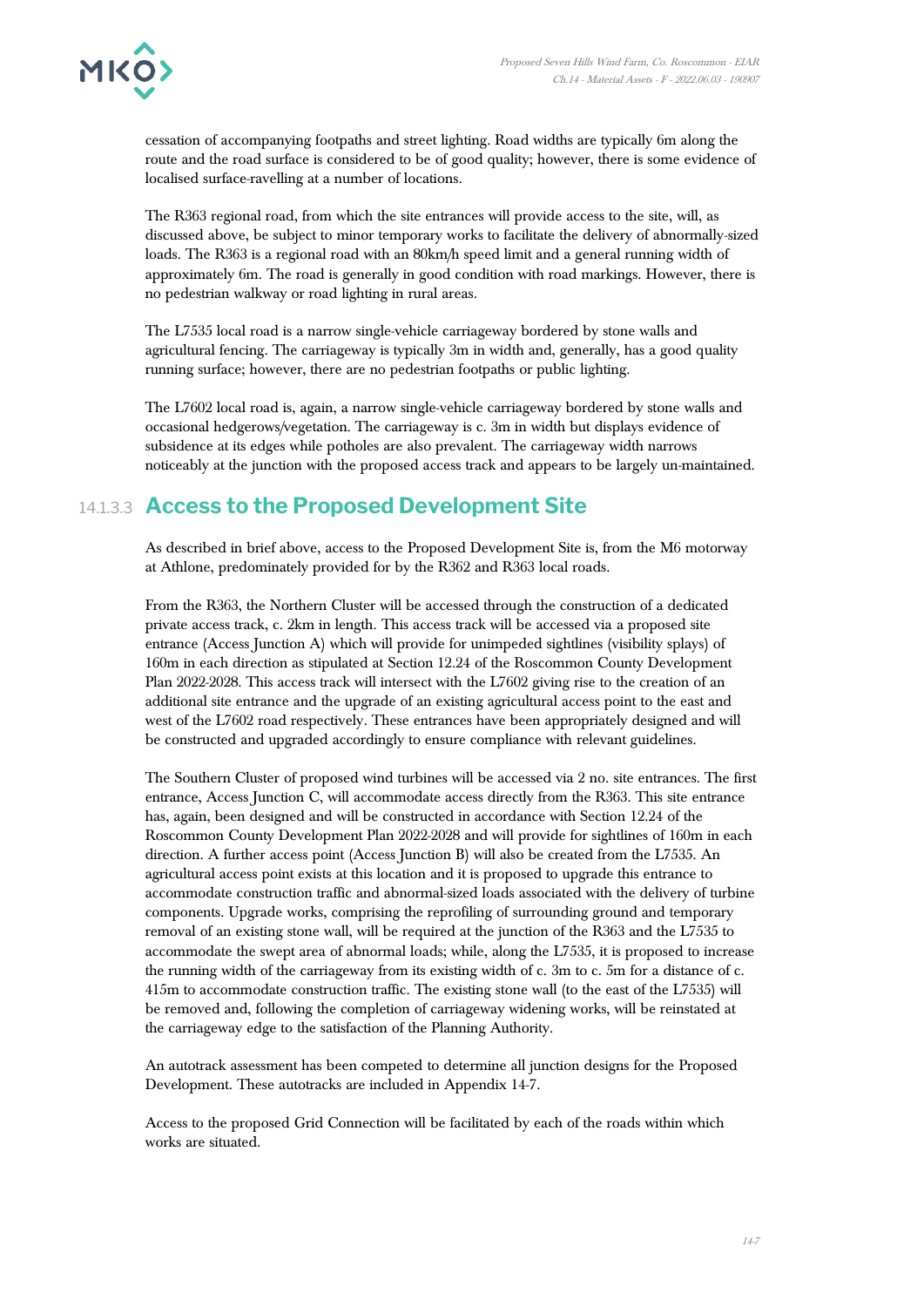cessation of accompanying footpaths and street lighting. Road widths are typically 6m along the route and the road surface is considered to be of good quality; however, there is some evidence of localised surface-ravelling at a number of locations.

The R363 regional road, from which the site entrances will provide access to the site, will, as discussed above, be subject to minor temporary works to facilitate the delivery of abnormally-sized loads. The R363 is a regional road with an 80km/h speed limit and a general running width of approximately 6m. The road is generally in good condition with road markings. However, there is no pedestrian walkway or road lighting in rural areas.

The L7535 local road is a narrow single-vehicle carriageway bordered by stone walls and agricultural fencing. The carriageway is typically 3m in width and, generally, has a good quality running surface; however, there are no pedestrian footpaths or public lighting.

The L7602 local road is, again, a narrow single-vehicle carriageway bordered by stone walls and occasional hedgerows/vegetation. The carriageway is c. 3m in width but displays evidence of subsidence at its edges while potholes are also prevalent. The carriageway width narrows noticeably at the junction with the proposed access track and appears to be largely un-maintained.

### 14.1.3.3 Access to the Proposed Development Site

As described in brief above, access to the Proposed Development Site is, from the M6 motorway at Athlone, predominately provided for by the R362 and R363 local roads.

From the R363, the Northern Cluster will be accessed through the construction of a dedicated private access track, c. 2km in length. This access track will be accessed via a proposed site entrance (Access Junction A) which will provide for unimpeded sightlines (visibility splays) of 160m in each direction as stipulated at Section 12.24 of the Roscommon County Development Plan 2022-2028. This access track will intersect with the L7602 giving rise to the creation of an additional site entrance and the upgrade of an existing agricultural access point to the east and west of the L7602 road respectively. These entrances have been appropriately designed and will be constructed and upgraded accordingly to ensure compliance with relevant guidelines.

The Southern Cluster of proposed wind turbines will be accessed via 2 no. site entrances. The first entrance, Access Junction C, will accommodate access directly from the R363. This site entrance has, again, been designed and will be constructed in accordance with Section 12.24 of the Roscommon County Development Plan 2022-2028 and will provide for sightlines of 160m in each direction. A further access point (Access Junction B) will also be created from the L7535. An agricultural access point exists at this location and it is proposed to upgrade this entrance to accommodate construction traffic and abnormal-sized loads associated with the delivery of turbine components. Upgrade works, comprising the reprofiling of surrounding ground and temporary removal of an existing stone wall, will be required at the junction of the R363 and the L7535 to accommodate the swept area of abnormal loads; while, along the L7535, it is proposed to increase the running width of the carriageway from its existing width of c. 3m to c. 5m for a distance of c. 415m to accommodate construction traffic. The existing stone wall (to the east of the L7535) will be removed and, following the completion of carriageway widening works, will be reinstated at the carriageway edge to the satisfaction of the Planning Authority.

An autotrack assessment has been competed to determine all junction designs for the Proposed Development. These autotracks are included in Appendix 14-7.

Access to the proposed Grid Connection will be facilitated by each of the roads within which works are situated.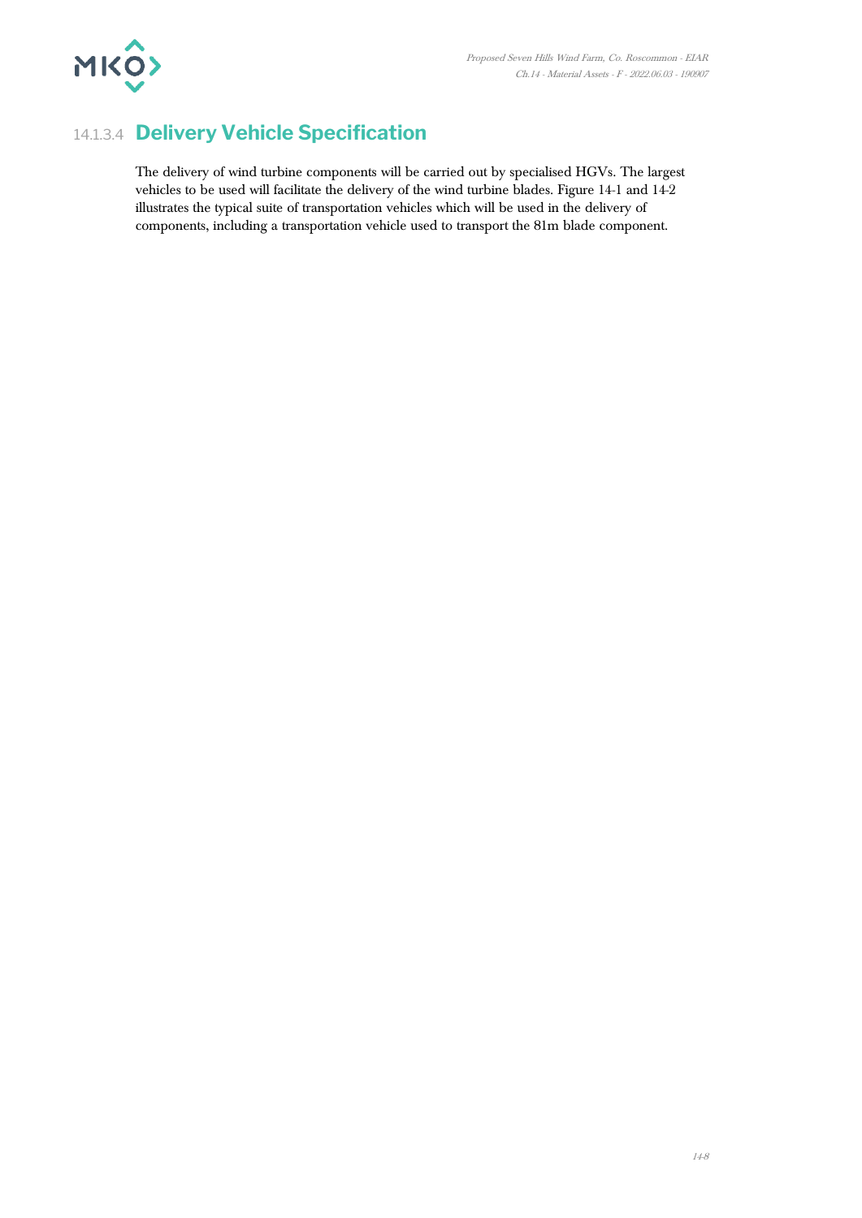#### 14.1.3.4 Delivery Vehicle Specification

The delivery of wind turbine components will be carried out by specialised HGVs. The largest vehicles to be used will facilitate the delivery of the wind turbine blades. Figure 14-1 and 14-2 illustrates the typical suite of transportation vehicles which will be used in the delivery of components, including a transportation vehicle used to transport the 81m blade component.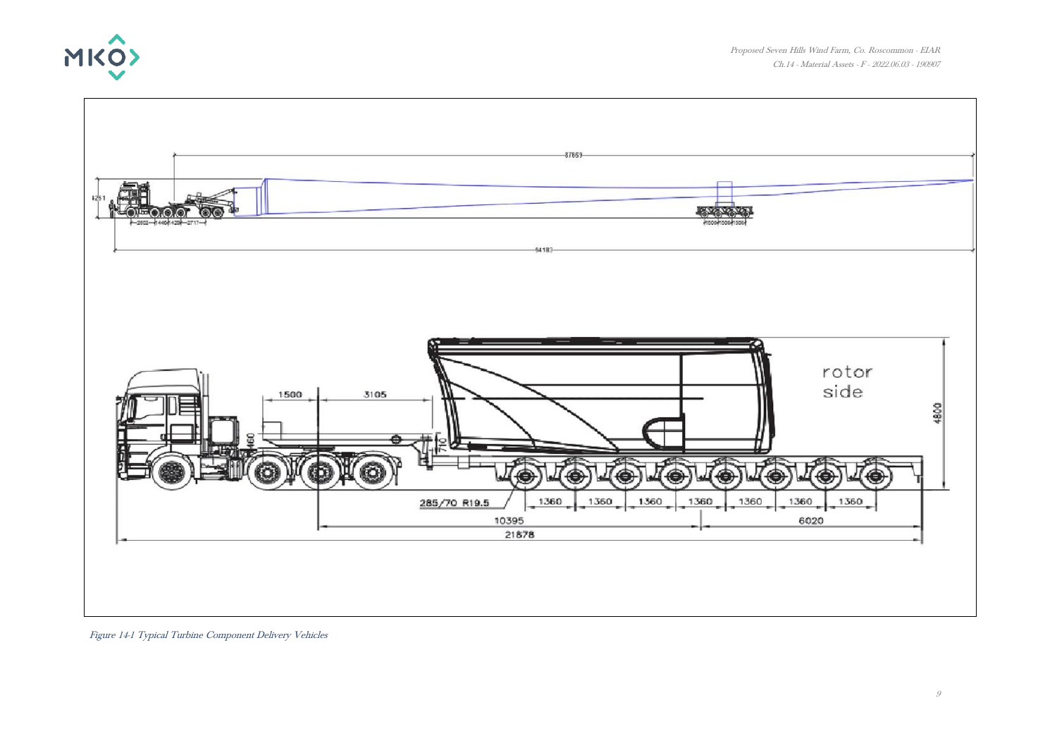Figure 14-1 Typical Turbine Component Delivery Vehicles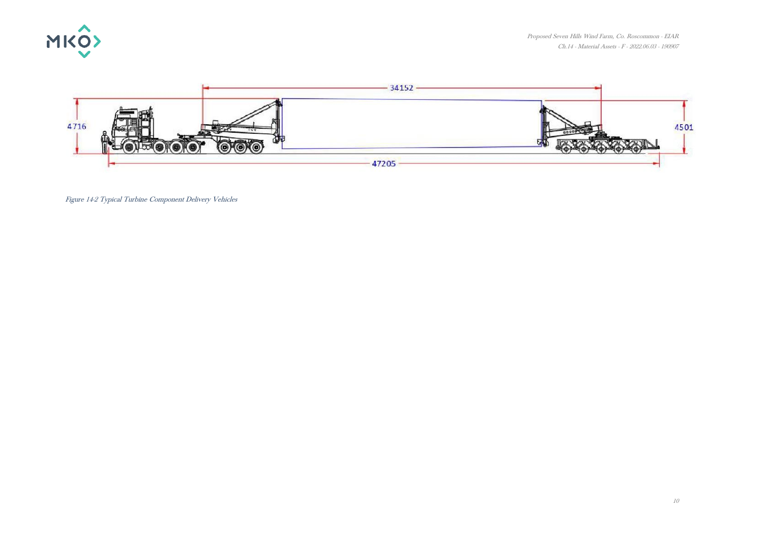Figure 14-2 Typical Turbine Component Delivery Vehicles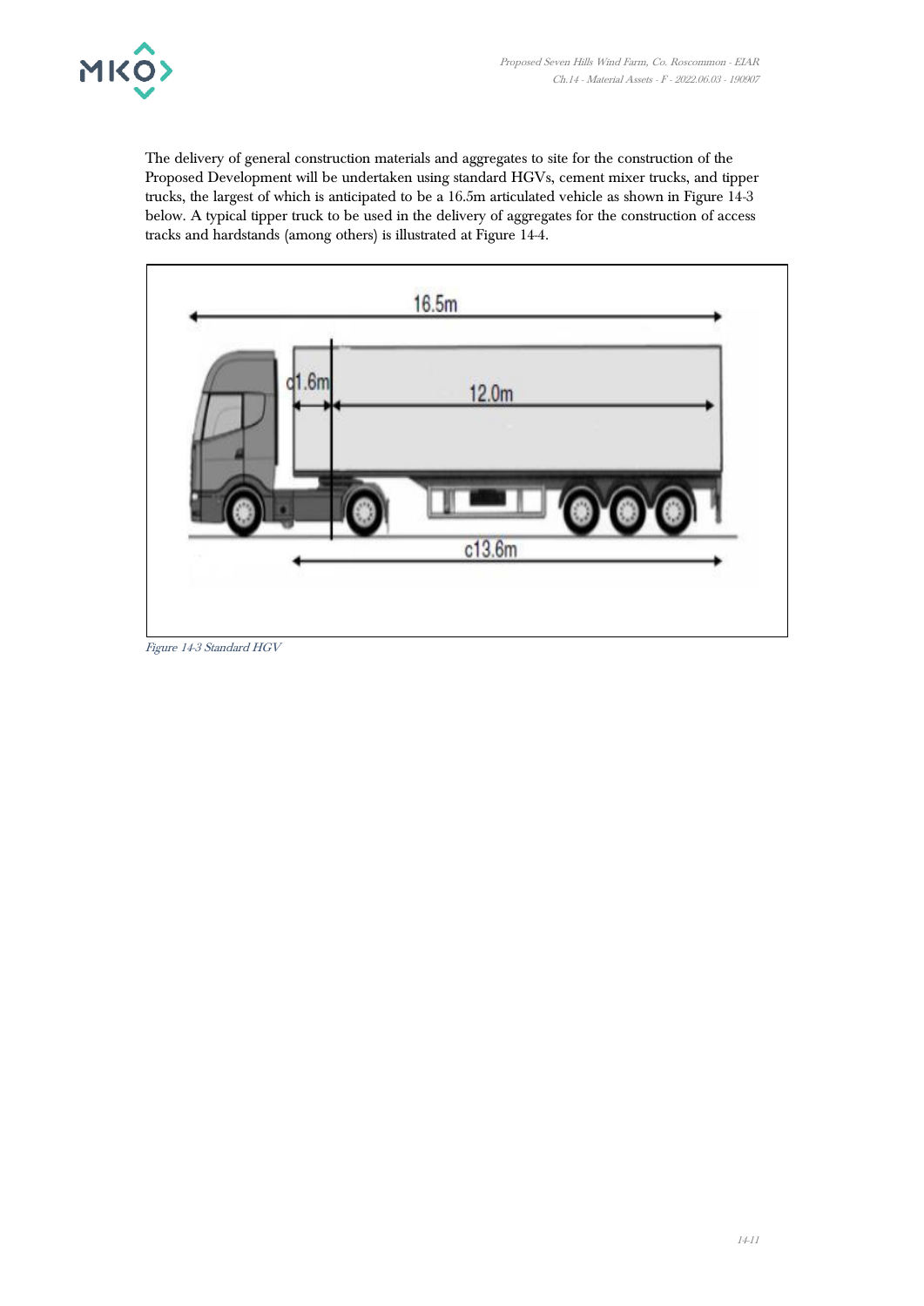The delivery of general construction materials and aggregates to site for the construction of the Proposed Development will be undertaken using standard HGVs, cement mixer trucks, and tipper trucks, the largest of which is anticipated to be a 16.5m articulated vehicle as shown in Figure 14-3 below. A typical tipper truck to be used in the delivery of aggregates for the construction of access tracks and hardstands (among others) is illustrated at Figure 14-4.

*Figure 14-3 Standard HGV*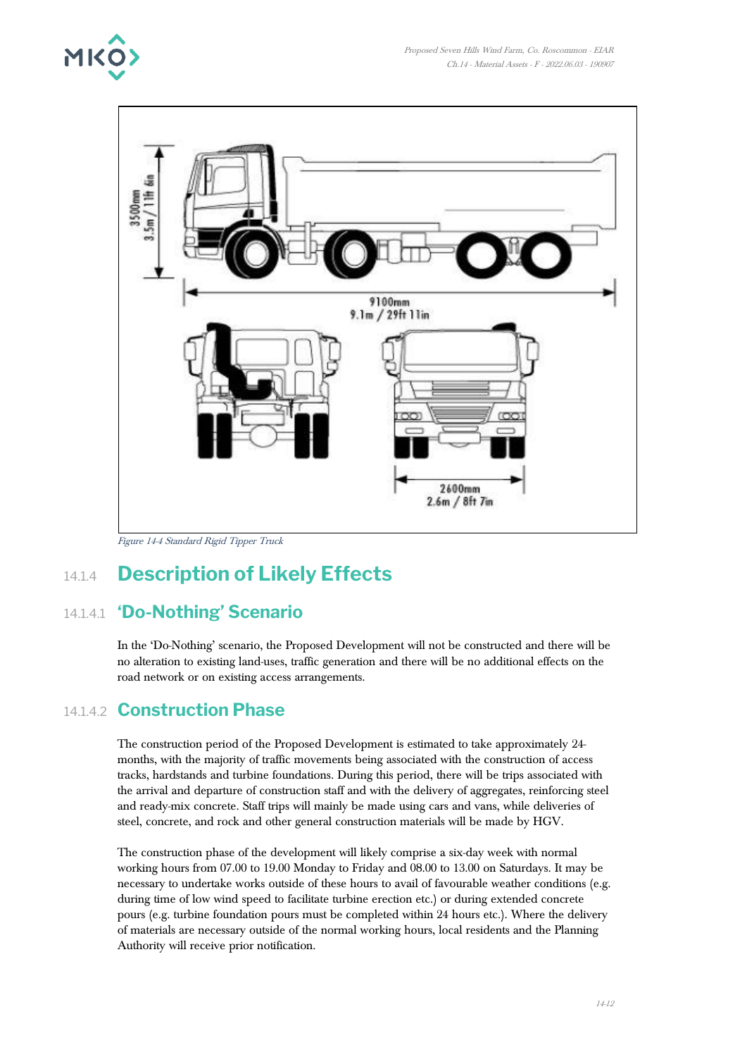Figure 14-4 Standard Rigid Tipper Truck

## 14.1.4 Description of Likely Effects

### 14.1.4.1 'Do-Nothing' Scenario

In the 'Do-Nothing' scenario, the Proposed Development will not be constructed and there will be no alteration to existing land-uses, traffic generation and there will be no additional effects on the road network or on existing access arrangements.

### 14.1.4.2 Construction Phase

The construction period of the Proposed Development is estimated to take approximately 24-months, with the majority of traffic movements being associated with the construction of access tracks, hardstands and turbine foundations. During this period, there will be trips associated with the arrival and departure of construction staff and with the delivery of aggregates, reinforcing steel and ready-mix concrete. Staff trips will mainly be made using cars and vans, while deliveries of steel, concrete, and rock and other general construction materials will be made by HGV.

The construction phase of the development will likely comprise a six-day week with normal working hours from 07.00 to 19.00 Monday to Friday and 08.00 to 13.00 on Saturdays. It may be necessary to undertake works outside of these hours to avail of favourable weather conditions (e.g. during time of low wind speed to facilitate turbine erection etc.) or during extended concrete pours (e.g. turbine foundation pours must be completed within 24 hours etc.). Where the delivery of materials are necessary outside of the normal working hours, local residents and the Planning Authority will receive prior notification.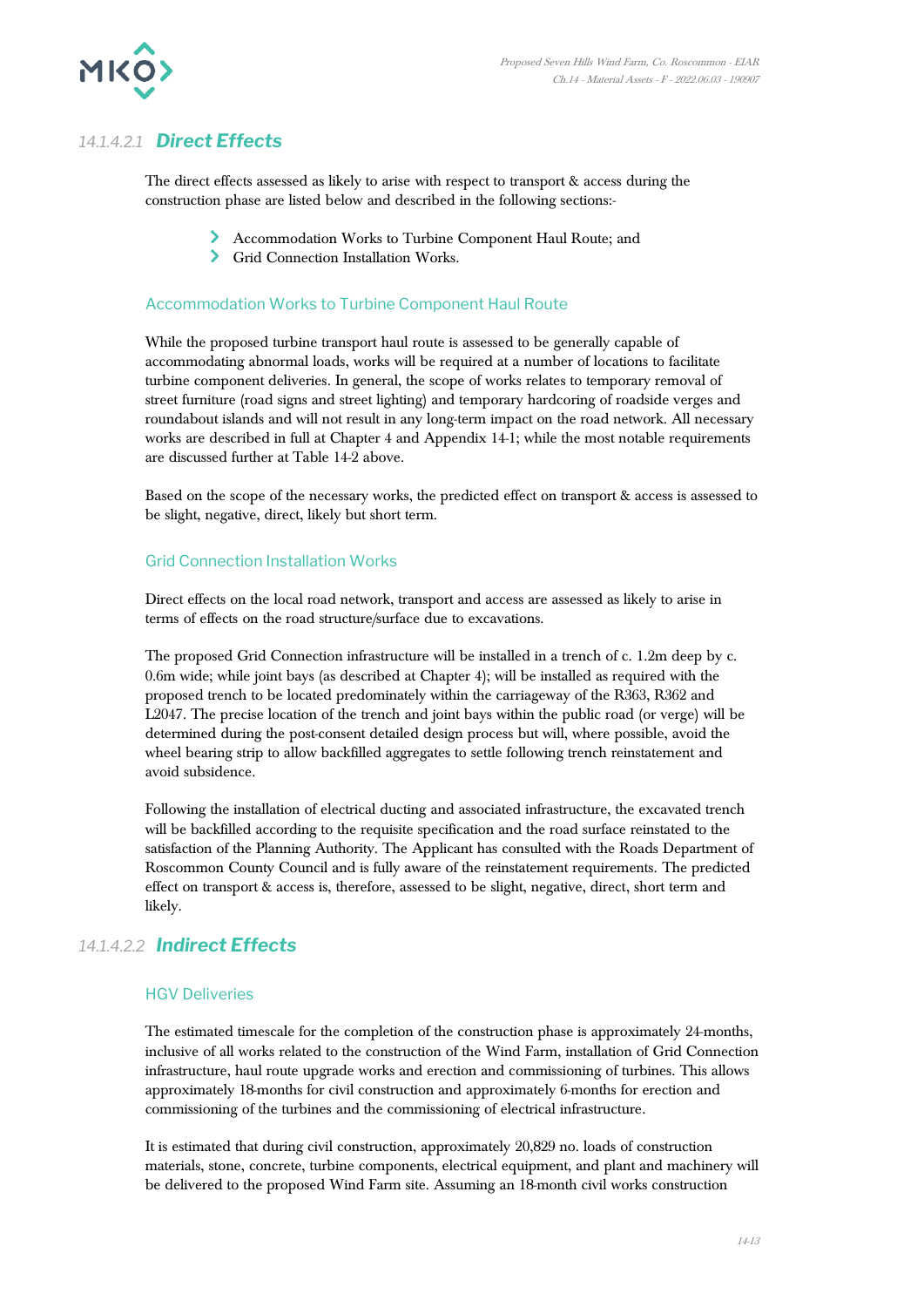#### 14.1.4.2.1 *Direct Effects*

The direct effects assessed as likely to arise with respect to transport & access during the construction phase are listed below and described in the following sections:-

- Accommodation Works to Turbine Component Haul Route; and
- Grid Connection Installation Works.

##### Accommodation Works to Turbine Component Haul Route

While the proposed turbine transport haul route is assessed to be generally capable of accommodating abnormal loads, works will be required at a number of locations to facilitate turbine component deliveries. In general, the scope of works relates to temporary removal of street furniture (road signs and street lighting) and temporary hardcoring of roadside verges and roundabout islands and will not result in any long-term impact on the road network. All necessary works are described in full at Chapter 4 and Appendix 14-1; while the most notable requirements are discussed further at Table 14-2 above.

Based on the scope of the necessary works, the predicted effect on transport & access is assessed to be slight, negative, direct, likely but short term.

##### Grid Connection Installation Works

Direct effects on the local road network, transport and access are assessed as likely to arise in terms of effects on the road structure/surface due to excavations.

The proposed Grid Connection infrastructure will be installed in a trench of c. 1.2m deep by c. 0.6m wide; while joint bays (as described at Chapter 4); will be installed as required with the proposed trench to be located predominately within the carriageway of the R363, R362 and L2047. The precise location of the trench and joint bays within the public road (or verge) will be determined during the post-consent detailed design process but will, where possible, avoid the wheel bearing strip to allow backfilled aggregates to settle following trench reinstatement and avoid subsidence.

Following the installation of electrical ducting and associated infrastructure, the excavated trench will be backfilled according to the requisite specification and the road surface reinstated to the satisfaction of the Planning Authority. The Applicant has consulted with the Roads Department of Roscommon County Council and is fully aware of the reinstatement requirements. The predicted effect on transport & access is, therefore, assessed to be slight, negative, direct, short term and likely.

#### 14.1.4.2.2 *Indirect Effects*

##### HGV Deliveries

The estimated timescale for the completion of the construction phase is approximately 24-months, inclusive of all works related to the construction of the Wind Farm, installation of Grid Connection infrastructure, haul route upgrade works and erection and commissioning of turbines. This allows approximately 18-months for civil construction and approximately 6-months for erection and commissioning of the turbines and the commissioning of electrical infrastructure.

It is estimated that during civil construction, approximately 20,829 no. loads of construction materials, stone, concrete, turbine components, electrical equipment, and plant and machinery will be delivered to the proposed Wind Farm site. Assuming an 18-month civil works construction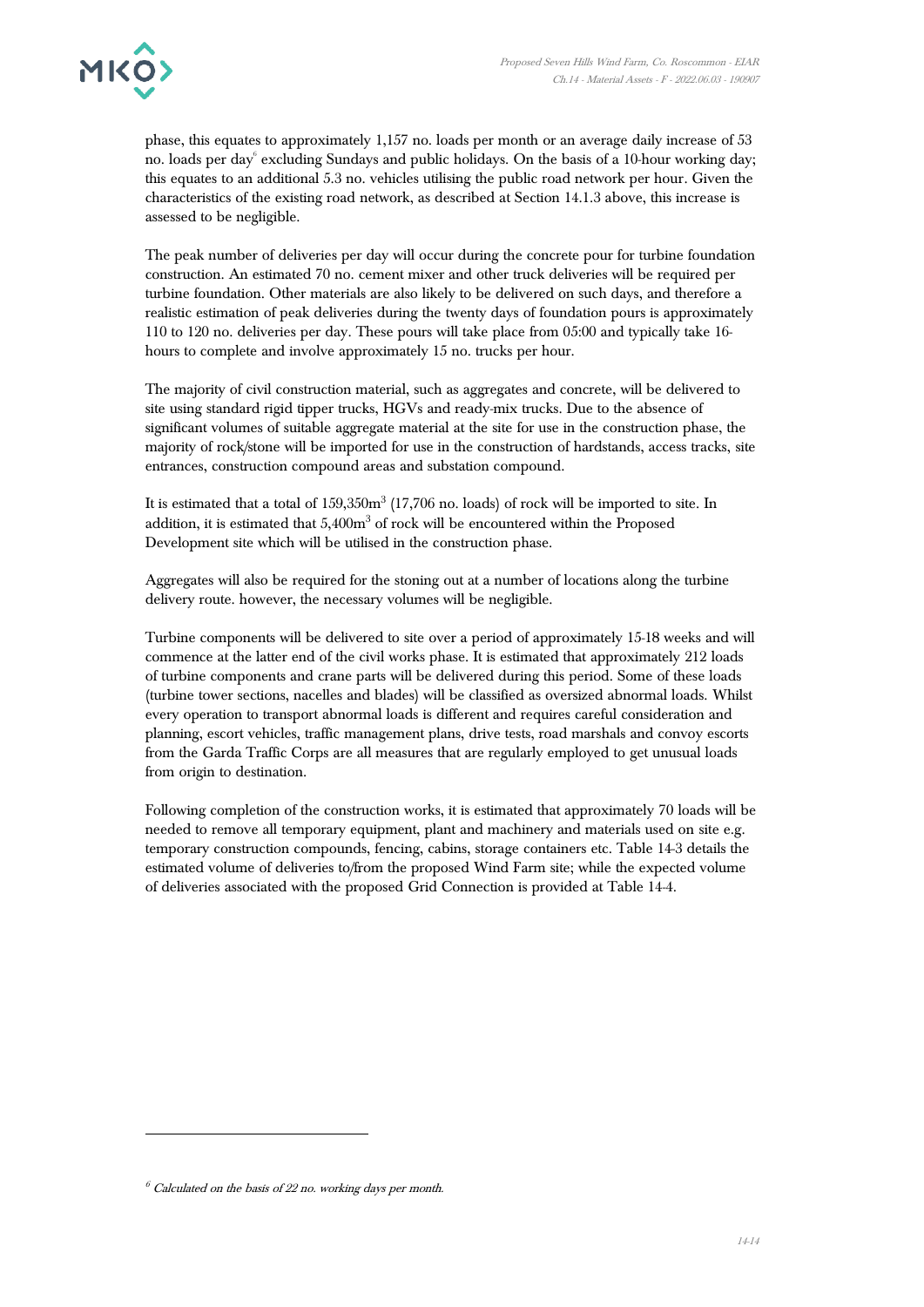phase, this equates to approximately 1,157 no. loads per month or an average daily increase of 53 no. loads per day[6] excluding Sundays and public holidays. On the basis of a 10-hour working day; this equates to an additional 5.3 no. vehicles utilising the public road network per hour. Given the characteristics of the existing road network, as described at Section 14.1.3 above, this increase is assessed to be negligible.

The peak number of deliveries per day will occur during the concrete pour for turbine foundation construction. An estimated 70 no. cement mixer and other truck deliveries will be required per turbine foundation. Other materials are also likely to be delivered on such days, and therefore a realistic estimation of peak deliveries during the twenty days of foundation pours is approximately 110 to 120 no. deliveries per day. These pours will take place from 05:00 and typically take 16-hours to complete and involve approximately 15 no. trucks per hour.

The majority of civil construction material, such as aggregates and concrete, will be delivered to site using standard rigid tipper trucks, HGVs and ready-mix trucks. Due to the absence of significant volumes of suitable aggregate material at the site for use in the construction phase, the majority of rock/stone will be imported for use in the construction of hardstands, access tracks, site entrances, construction compound areas and substation compound.

It is estimated that a total of 159,350m$^3$ (17,706 no. loads) of rock will be imported to site. In addition, it is estimated that 5,400m$^3$ of rock will be encountered within the Proposed Development site which will be utilised in the construction phase.

Aggregates will also be required for the stoning out at a number of locations along the turbine delivery route. however, the necessary volumes will be negligible.

Turbine components will be delivered to site over a period of approximately 15-18 weeks and will commence at the latter end of the civil works phase. It is estimated that approximately 212 loads of turbine components and crane parts will be delivered during this period. Some of these loads (turbine tower sections, nacelles and blades) will be classified as oversized abnormal loads. Whilst every operation to transport abnormal loads is different and requires careful consideration and planning, escort vehicles, traffic management plans, drive tests, road marshals and convoy escorts from the Garda Traffic Corps are all measures that are regularly employed to get unusual loads from origin to destination.

Following completion of the construction works, it is estimated that approximately 70 loads will be needed to remove all temporary equipment, plant and machinery and materials used on site e.g. temporary construction compounds, fencing, cabins, storage containers etc. Table 14-3 details the estimated volume of deliveries to/from the proposed Wind Farm site; while the expected volume of deliveries associated with the proposed Grid Connection is provided at Table 14-4.

---

[6] *Calculated on the basis of 22 no. working days per month.*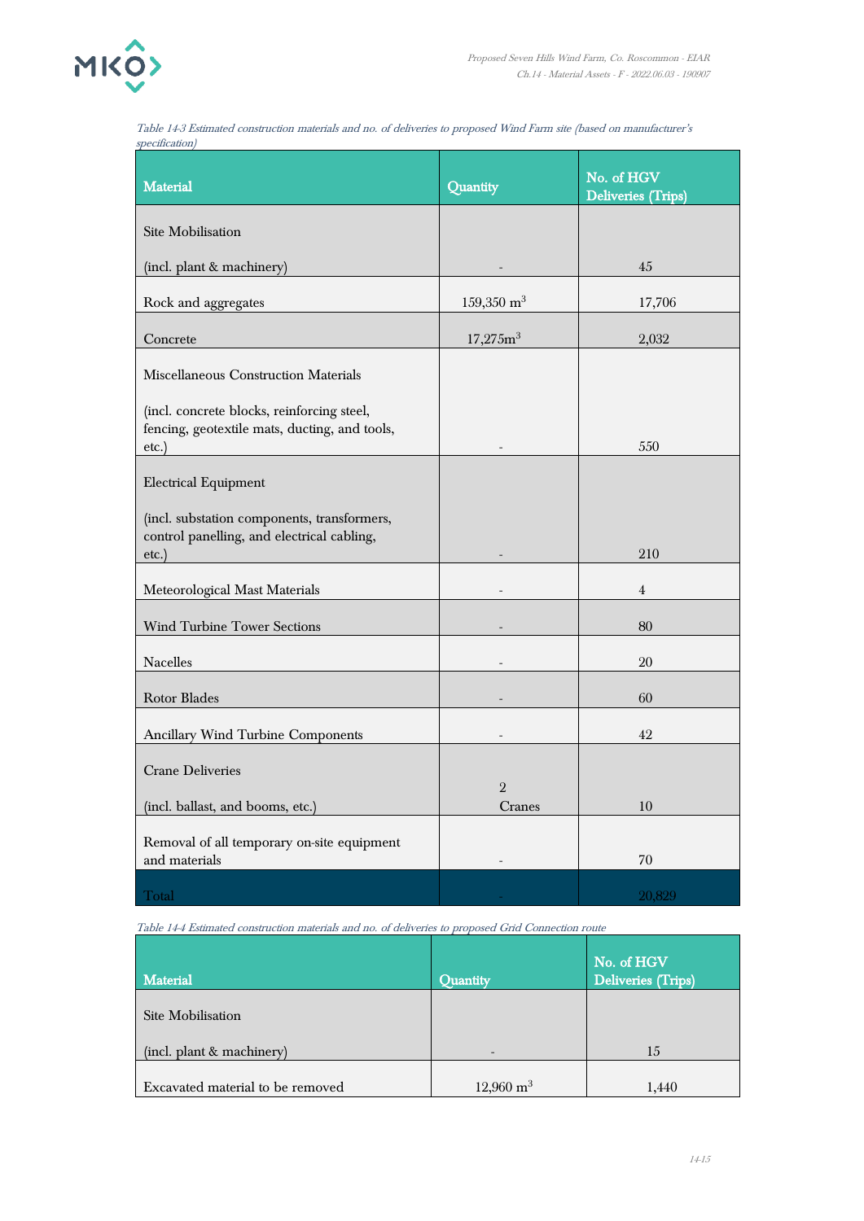*Table 14-3 Estimated construction materials and no. of deliveries to proposed Wind Farm site (based on manufacturer's specification)*

| Material | Quantity | No. of HGV Deliveries (Trips) |
|---|---|---|
| Site Mobilisation (incl. plant & machinery) | - | 45 |
| Rock and aggregates | 159,350 $m^3$ | 17,706 |
| Concrete | 17,275$m^3$ | 2,032 |
| Miscellaneous Construction Materials (incl. concrete blocks, reinforcing steel, fencing, geotextile mats, ducting, and tools, etc.) | - | 550 |
| Electrical Equipment (incl. substation components, transformers, control panelling, and electrical cabling, etc.) | - | 210 |
| Meteorological Mast Materials | - | 4 |
| Wind Turbine Tower Sections | - | 80 |
| Nacelles | - | 20 |
| Rotor Blades | - | 60 |
| Ancillary Wind Turbine Components | - | 42 |
| Crane Deliveries (incl. ballast, and booms, etc.) | 2 Cranes | 10 |
| Removal of all temporary on-site equipment and materials | - | 70 |
| Total | - | 20,829 |

*Table 14-4 Estimated construction materials and no. of deliveries to proposed Grid Connection route*

| Material | Quantity | No. of HGV Deliveries (Trips) |
|---|---|---|
| Site Mobilisation (incl. plant & machinery) | - | 15 |
| Excavated material to be removed | 12,960 $m^3$ | 1,440 |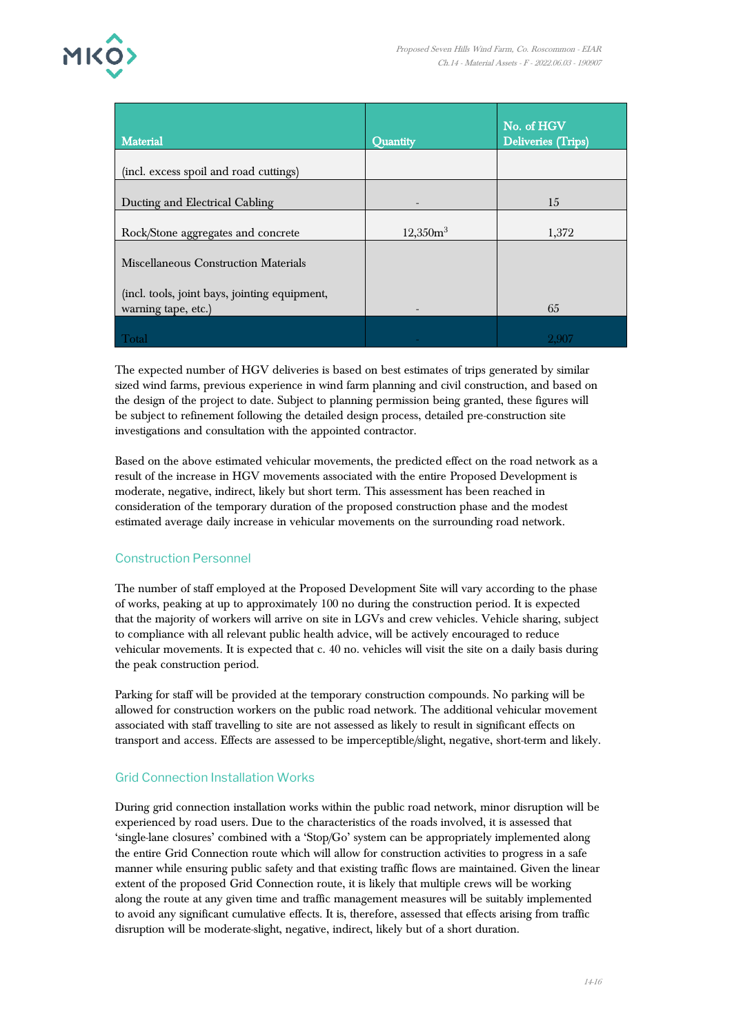| Material | Quantity | No. of HGV Deliveries (Trips) |
|---|---|---|
| (incl. excess spoil and road cuttings) | | |
| Ducting and Electrical Cabling | - | 15 |
| Rock/Stone aggregates and concrete | 12,350m$^3$ | 1,372 |
| Miscellaneous Construction Materials<br><br>(incl. tools, joint bays, jointing equipment, warning tape, etc.) | - | 65 |
| Total | - | 2,907 |

The expected number of HGV deliveries is based on best estimates of trips generated by similar sized wind farms, previous experience in wind farm planning and civil construction, and based on the design of the project to date. Subject to planning permission being granted, these figures will be subject to refinement following the detailed design process, detailed pre-construction site investigations and consultation with the appointed contractor.

Based on the above estimated vehicular movements, the predicted effect on the road network as a result of the increase in HGV movements associated with the entire Proposed Development is moderate, negative, indirect, likely but short term. This assessment has been reached in consideration of the temporary duration of the proposed construction phase and the modest estimated average daily increase in vehicular movements on the surrounding road network.

### Construction Personnel

The number of staff employed at the Proposed Development Site will vary according to the phase of works, peaking at up to approximately 100 no during the construction period. It is expected that the majority of workers will arrive on site in LGVs and crew vehicles. Vehicle sharing, subject to compliance with all relevant public health advice, will be actively encouraged to reduce vehicular movements. It is expected that c. 40 no. vehicles will visit the site on a daily basis during the peak construction period.

Parking for staff will be provided at the temporary construction compounds. No parking will be allowed for construction workers on the public road network. The additional vehicular movement associated with staff travelling to site are not assessed as likely to result in significant effects on transport and access. Effects are assessed to be imperceptible/slight, negative, short-term and likely.

### Grid Connection Installation Works

During grid connection installation works within the public road network, minor disruption will be experienced by road users. Due to the characteristics of the roads involved, it is assessed that 'single-lane closures' combined with a 'Stop/Go' system can be appropriately implemented along the entire Grid Connection route which will allow for construction activities to progress in a safe manner while ensuring public safety and that existing traffic flows are maintained. Given the linear extent of the proposed Grid Connection route, it is likely that multiple crews will be working along the route at any given time and traffic management measures will be suitably implemented to avoid any significant cumulative effects. It is, therefore, assessed that effects arising from traffic disruption will be moderate-slight, negative, indirect, likely but of a short duration.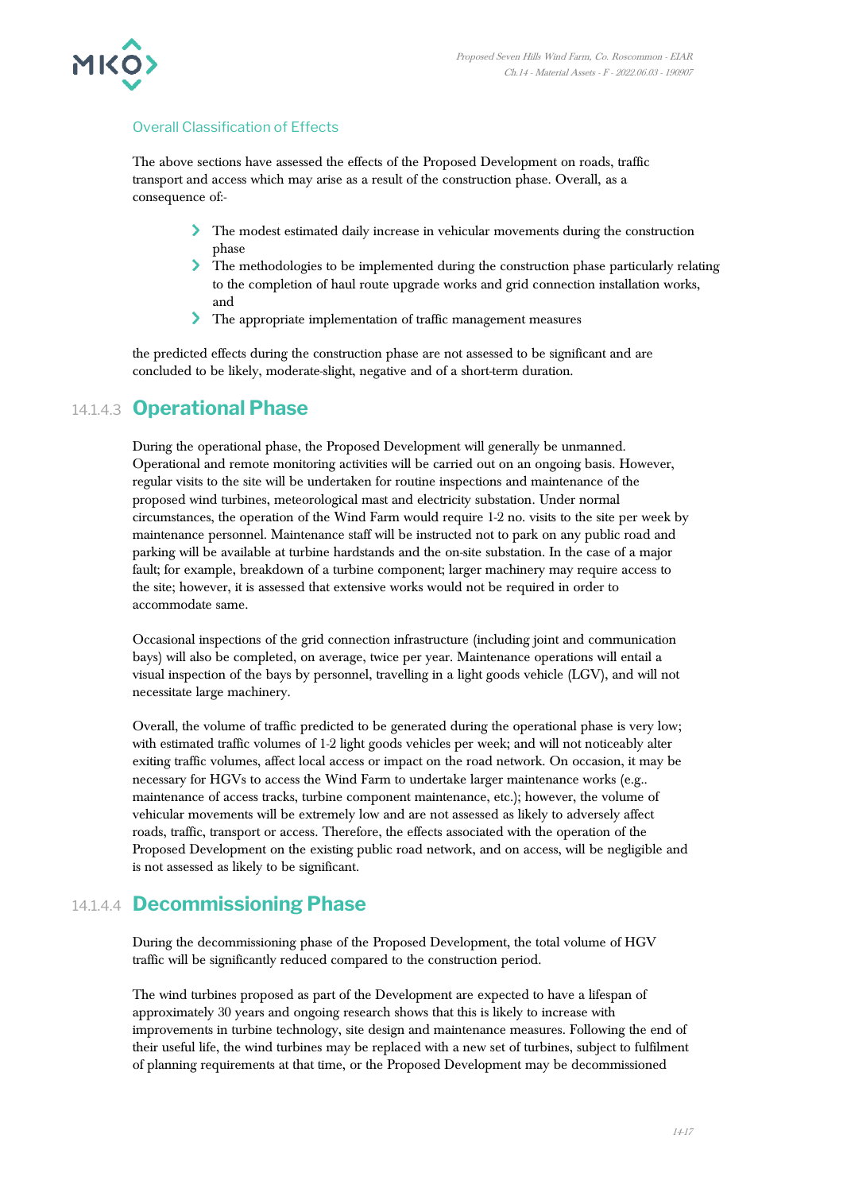#### Overall Classification of Effects

The above sections have assessed the effects of the Proposed Development on roads, traffic transport and access which may arise as a result of the construction phase. Overall, as a consequence of:-

- The modest estimated daily increase in vehicular movements during the construction phase
- The methodologies to be implemented during the construction phase particularly relating to the completion of haul route upgrade works and grid connection installation works, and
- The appropriate implementation of traffic management measures

the predicted effects during the construction phase are not assessed to be significant and are concluded to be likely, moderate-slight, negative and of a short-term duration.

### 14.1.4.3 Operational Phase

During the operational phase, the Proposed Development will generally be unmanned. Operational and remote monitoring activities will be carried out on an ongoing basis. However, regular visits to the site will be undertaken for routine inspections and maintenance of the proposed wind turbines, meteorological mast and electricity substation. Under normal circumstances, the operation of the Wind Farm would require 1-2 no. visits to the site per week by maintenance personnel. Maintenance staff will be instructed not to park on any public road and parking will be available at turbine hardstands and the on-site substation. In the case of a major fault; for example, breakdown of a turbine component; larger machinery may require access to the site; however, it is assessed that extensive works would not be required in order to accommodate same.

Occasional inspections of the grid connection infrastructure (including joint and communication bays) will also be completed, on average, twice per year. Maintenance operations will entail a visual inspection of the bays by personnel, travelling in a light goods vehicle (LGV), and will not necessitate large machinery.

Overall, the volume of traffic predicted to be generated during the operational phase is very low; with estimated traffic volumes of 1-2 light goods vehicles per week; and will not noticeably alter exiting traffic volumes, affect local access or impact on the road network. On occasion, it may be necessary for HGVs to access the Wind Farm to undertake larger maintenance works (e.g.. maintenance of access tracks, turbine component maintenance, etc.); however, the volume of vehicular movements will be extremely low and are not assessed as likely to adversely affect roads, traffic, transport or access. Therefore, the effects associated with the operation of the Proposed Development on the existing public road network, and on access, will be negligible and is not assessed as likely to be significant.

### 14.1.4.4 Decommissioning Phase

During the decommissioning phase of the Proposed Development, the total volume of HGV traffic will be significantly reduced compared to the construction period.

The wind turbines proposed as part of the Development are expected to have a lifespan of approximately 30 years and ongoing research shows that this is likely to increase with improvements in turbine technology, site design and maintenance measures. Following the end of their useful life, the wind turbines may be replaced with a new set of turbines, subject to fulfilment of planning requirements at that time, or the Proposed Development may be decommissioned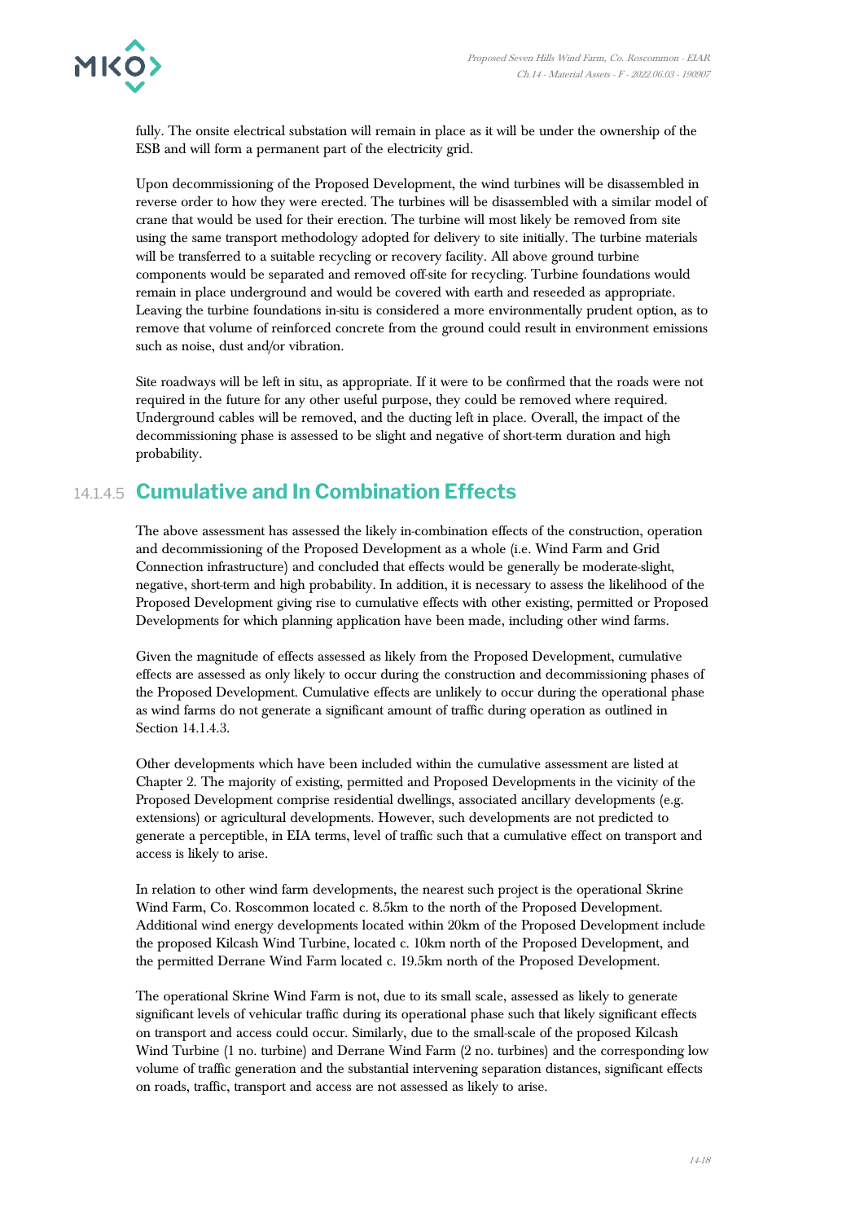fully. The onsite electrical substation will remain in place as it will be under the ownership of the ESB and will form a permanent part of the electricity grid.

Upon decommissioning of the Proposed Development, the wind turbines will be disassembled in reverse order to how they were erected. The turbines will be disassembled with a similar model of crane that would be used for their erection. The turbine will most likely be removed from site using the same transport methodology adopted for delivery to site initially. The turbine materials will be transferred to a suitable recycling or recovery facility. All above ground turbine components would be separated and removed off-site for recycling. Turbine foundations would remain in place underground and would be covered with earth and reseeded as appropriate. Leaving the turbine foundations in-situ is considered a more environmentally prudent option, as to remove that volume of reinforced concrete from the ground could result in environment emissions such as noise, dust and/or vibration.

Site roadways will be left in situ, as appropriate. If it were to be confirmed that the roads were not required in the future for any other useful purpose, they could be removed where required. Underground cables will be removed, and the ducting left in place. Overall, the impact of the decommissioning phase is assessed to be slight and negative of short-term duration and high probability.

#### 14.1.4.5 Cumulative and In Combination Effects

The above assessment has assessed the likely in-combination effects of the construction, operation and decommissioning of the Proposed Development as a whole (i.e. Wind Farm and Grid Connection infrastructure) and concluded that effects would be generally be moderate-slight, negative, short-term and high probability. In addition, it is necessary to assess the likelihood of the Proposed Development giving rise to cumulative effects with other existing, permitted or Proposed Developments for which planning application have been made, including other wind farms.

Given the magnitude of effects assessed as likely from the Proposed Development, cumulative effects are assessed as only likely to occur during the construction and decommissioning phases of the Proposed Development. Cumulative effects are unlikely to occur during the operational phase as wind farms do not generate a significant amount of traffic during operation as outlined in Section 14.1.4.3.

Other developments which have been included within the cumulative assessment are listed at Chapter 2. The majority of existing, permitted and Proposed Developments in the vicinity of the Proposed Development comprise residential dwellings, associated ancillary developments (e.g. extensions) or agricultural developments. However, such developments are not predicted to generate a perceptible, in EIA terms, level of traffic such that a cumulative effect on transport and access is likely to arise.

In relation to other wind farm developments, the nearest such project is the operational Skrine Wind Farm, Co. Roscommon located c. 8.5km to the north of the Proposed Development. Additional wind energy developments located within 20km of the Proposed Development include the proposed Kilcash Wind Turbine, located c. 10km north of the Proposed Development, and the permitted Derrane Wind Farm located c. 19.5km north of the Proposed Development.

The operational Skrine Wind Farm is not, due to its small scale, assessed as likely to generate significant levels of vehicular traffic during its operational phase such that likely significant effects on transport and access could occur. Similarly, due to the small-scale of the proposed Kilcash Wind Turbine (1 no. turbine) and Derrane Wind Farm (2 no. turbines) and the corresponding low volume of traffic generation and the substantial intervening separation distances, significant effects on roads, traffic, transport and access are not assessed as likely to arise.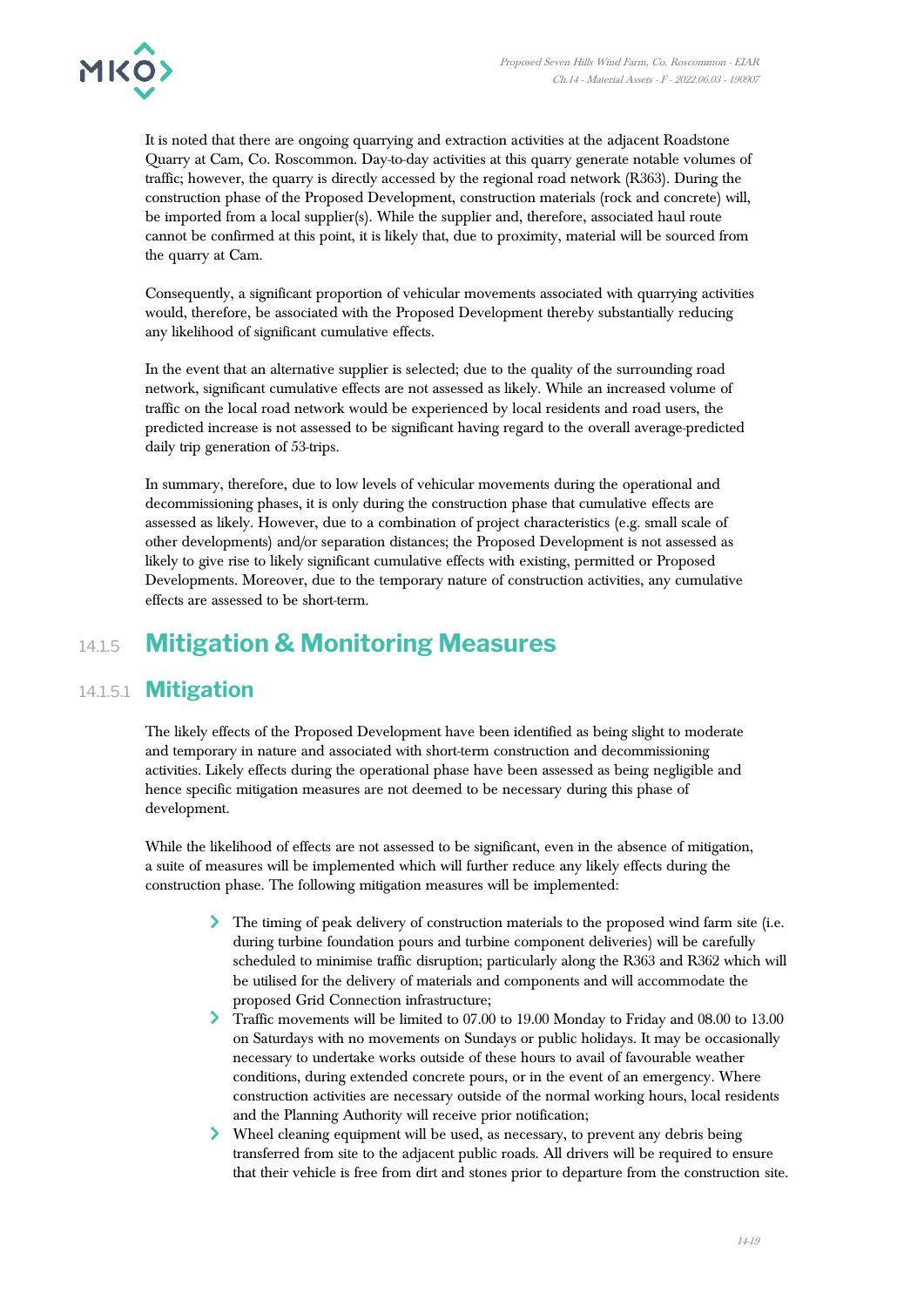It is noted that there are ongoing quarrying and extraction activities at the adjacent Roadstone Quarry at Cam, Co. Roscommon. Day-to-day activities at this quarry generate notable volumes of traffic; however, the quarry is directly accessed by the regional road network (R363). During the construction phase of the Proposed Development, construction materials (rock and concrete) will, be imported from a local supplier(s). While the supplier and, therefore, associated haul route cannot be confirmed at this point, it is likely that, due to proximity, material will be sourced from the quarry at Cam.

Consequently, a significant proportion of vehicular movements associated with quarrying activities would, therefore, be associated with the Proposed Development thereby substantially reducing any likelihood of significant cumulative effects.

In the event that an alternative supplier is selected; due to the quality of the surrounding road network, significant cumulative effects are not assessed as likely. While an increased volume of traffic on the local road network would be experienced by local residents and road users, the predicted increase is not assessed to be significant having regard to the overall average-predicted daily trip generation of 53-trips.

In summary, therefore, due to low levels of vehicular movements during the operational and decommissioning phases, it is only during the construction phase that cumulative effects are assessed as likely. However, due to a combination of project characteristics (e.g. small scale of other developments) and/or separation distances; the Proposed Development is not assessed as likely to give rise to likely significant cumulative effects with existing, permitted or Proposed Developments. Moreover, due to the temporary nature of construction activities, any cumulative effects are assessed to be short-term.

## 14.1.5 Mitigation & Monitoring Measures

### 14.1.5.1 Mitigation

The likely effects of the Proposed Development have been identified as being slight to moderate and temporary in nature and associated with short-term construction and decommissioning activities. Likely effects during the operational phase have been assessed as being negligible and hence specific mitigation measures are not deemed to be necessary during this phase of development.

While the likelihood of effects are not assessed to be significant, even in the absence of mitigation, a suite of measures will be implemented which will further reduce any likely effects during the construction phase. The following mitigation measures will be implemented:

- The timing of peak delivery of construction materials to the proposed wind farm site (i.e. during turbine foundation pours and turbine component deliveries) will be carefully scheduled to minimise traffic disruption; particularly along the R363 and R362 which will be utilised for the delivery of materials and components and will accommodate the proposed Grid Connection infrastructure;
- Traffic movements will be limited to 07.00 to 19.00 Monday to Friday and 08.00 to 13.00 on Saturdays with no movements on Sundays or public holidays. It may be occasionally necessary to undertake works outside of these hours to avail of favourable weather conditions, during extended concrete pours, or in the event of an emergency. Where construction activities are necessary outside of the normal working hours, local residents and the Planning Authority will receive prior notification;
- Wheel cleaning equipment will be used, as necessary, to prevent any debris being transferred from site to the adjacent public roads. All drivers will be required to ensure that their vehicle is free from dirt and stones prior to departure from the construction site.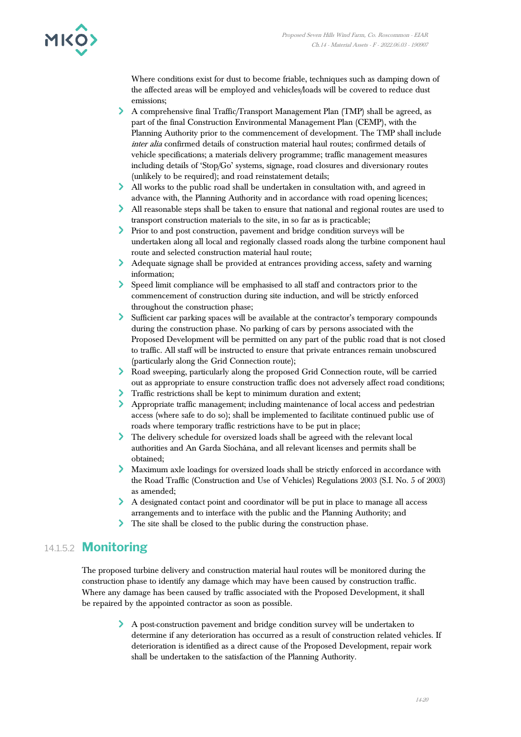Where conditions exist for dust to become friable, techniques such as damping down of the affected areas will be employed and vehicles/loads will be covered to reduce dust emissions;

- A comprehensive final Traffic/Transport Management Plan (TMP) shall be agreed, as part of the final Construction Environmental Management Plan (CEMP), with the Planning Authority prior to the commencement of development. The TMP shall include *inter alia* confirmed details of construction material haul routes; confirmed details of vehicle specifications; a materials delivery programme; traffic management measures including details of 'Stop/Go' systems, signage, road closures and diversionary routes (unlikely to be required); and road reinstatement details;
- All works to the public road shall be undertaken in consultation with, and agreed in advance with, the Planning Authority and in accordance with road opening licences;
- All reasonable steps shall be taken to ensure that national and regional routes are used to transport construction materials to the site, in so far as is practicable;
- Prior to and post construction, pavement and bridge condition surveys will be undertaken along all local and regionally classed roads along the turbine component haul route and selected construction material haul route;
- Adequate signage shall be provided at entrances providing access, safety and warning information;
- Speed limit compliance will be emphasised to all staff and contractors prior to the commencement of construction during site induction, and will be strictly enforced throughout the construction phase;
- Sufficient car parking spaces will be available at the contractor's temporary compounds during the construction phase. No parking of cars by persons associated with the Proposed Development will be permitted on any part of the public road that is not closed to traffic. All staff will be instructed to ensure that private entrances remain unobscured (particularly along the Grid Connection route);
- Road sweeping, particularly along the proposed Grid Connection route, will be carried out as appropriate to ensure construction traffic does not adversely affect road conditions;
- Traffic restrictions shall be kept to minimum duration and extent;
- Appropriate traffic management; including maintenance of local access and pedestrian access (where safe to do so); shall be implemented to facilitate continued public use of roads where temporary traffic restrictions have to be put in place;
- The delivery schedule for oversized loads shall be agreed with the relevant local authorities and An Garda Síochána, and all relevant licenses and permits shall be obtained;
- Maximum axle loadings for oversized loads shall be strictly enforced in accordance with the Road Traffic (Construction and Use of Vehicles) Regulations 2003 (S.I. No. 5 of 2003) as amended;
- A designated contact point and coordinator will be put in place to manage all access arrangements and to interface with the public and the Planning Authority; and
- The site shall be closed to the public during the construction phase.

### 14.1.5.2 Monitoring

The proposed turbine delivery and construction material haul routes will be monitored during the construction phase to identify any damage which may have been caused by construction traffic. Where any damage has been caused by traffic associated with the Proposed Development, it shall be repaired by the appointed contractor as soon as possible.

- A post-construction pavement and bridge condition survey will be undertaken to determine if any deterioration has occurred as a result of construction related vehicles. If deterioration is identified as a direct cause of the Proposed Development, repair work shall be undertaken to the satisfaction of the Planning Authority.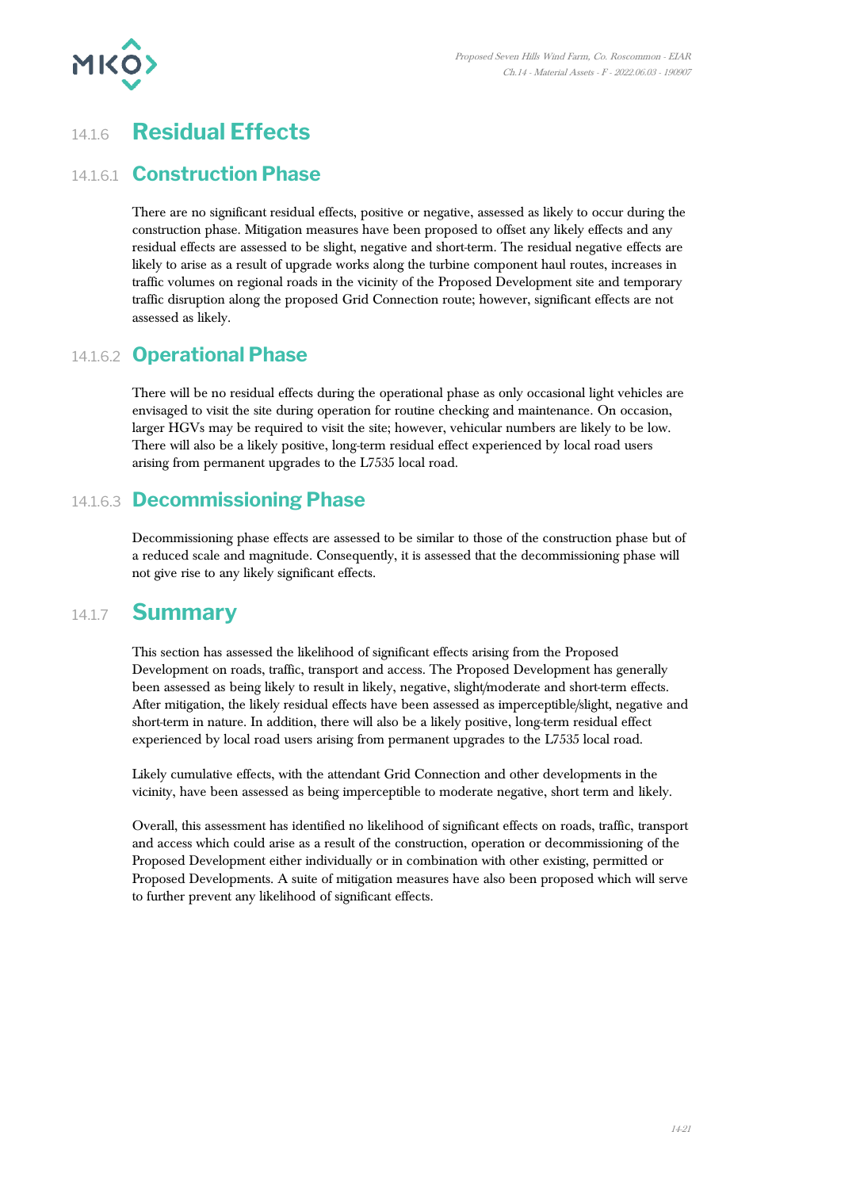## 14.1.6 Residual Effects

### 14.1.6.1 Construction Phase

There are no significant residual effects, positive or negative, assessed as likely to occur during the construction phase. Mitigation measures have been proposed to offset any likely effects and any residual effects are assessed to be slight, negative and short-term. The residual negative effects are likely to arise as a result of upgrade works along the turbine component haul routes, increases in traffic volumes on regional roads in the vicinity of the Proposed Development site and temporary traffic disruption along the proposed Grid Connection route; however, significant effects are not assessed as likely.

### 14.1.6.2 Operational Phase

There will be no residual effects during the operational phase as only occasional light vehicles are envisaged to visit the site during operation for routine checking and maintenance. On occasion, larger HGVs may be required to visit the site; however, vehicular numbers are likely to be low. There will also be a likely positive, long-term residual effect experienced by local road users arising from permanent upgrades to the L7535 local road.

### 14.1.6.3 Decommissioning Phase

Decommissioning phase effects are assessed to be similar to those of the construction phase but of a reduced scale and magnitude. Consequently, it is assessed that the decommissioning phase will not give rise to any likely significant effects.

## 14.1.7 Summary

This section has assessed the likelihood of significant effects arising from the Proposed Development on roads, traffic, transport and access. The Proposed Development has generally been assessed as being likely to result in likely, negative, slight/moderate and short-term effects. After mitigation, the likely residual effects have been assessed as imperceptible/slight, negative and short-term in nature. In addition, there will also be a likely positive, long-term residual effect experienced by local road users arising from permanent upgrades to the L7535 local road.

Likely cumulative effects, with the attendant Grid Connection and other developments in the vicinity, have been assessed as being imperceptible to moderate negative, short term and likely.

Overall, this assessment has identified no likelihood of significant effects on roads, traffic, transport and access which could arise as a result of the construction, operation or decommissioning of the Proposed Development either individually or in combination with other existing, permitted or Proposed Developments. A suite of mitigation measures have also been proposed which will serve to further prevent any likelihood of significant effects.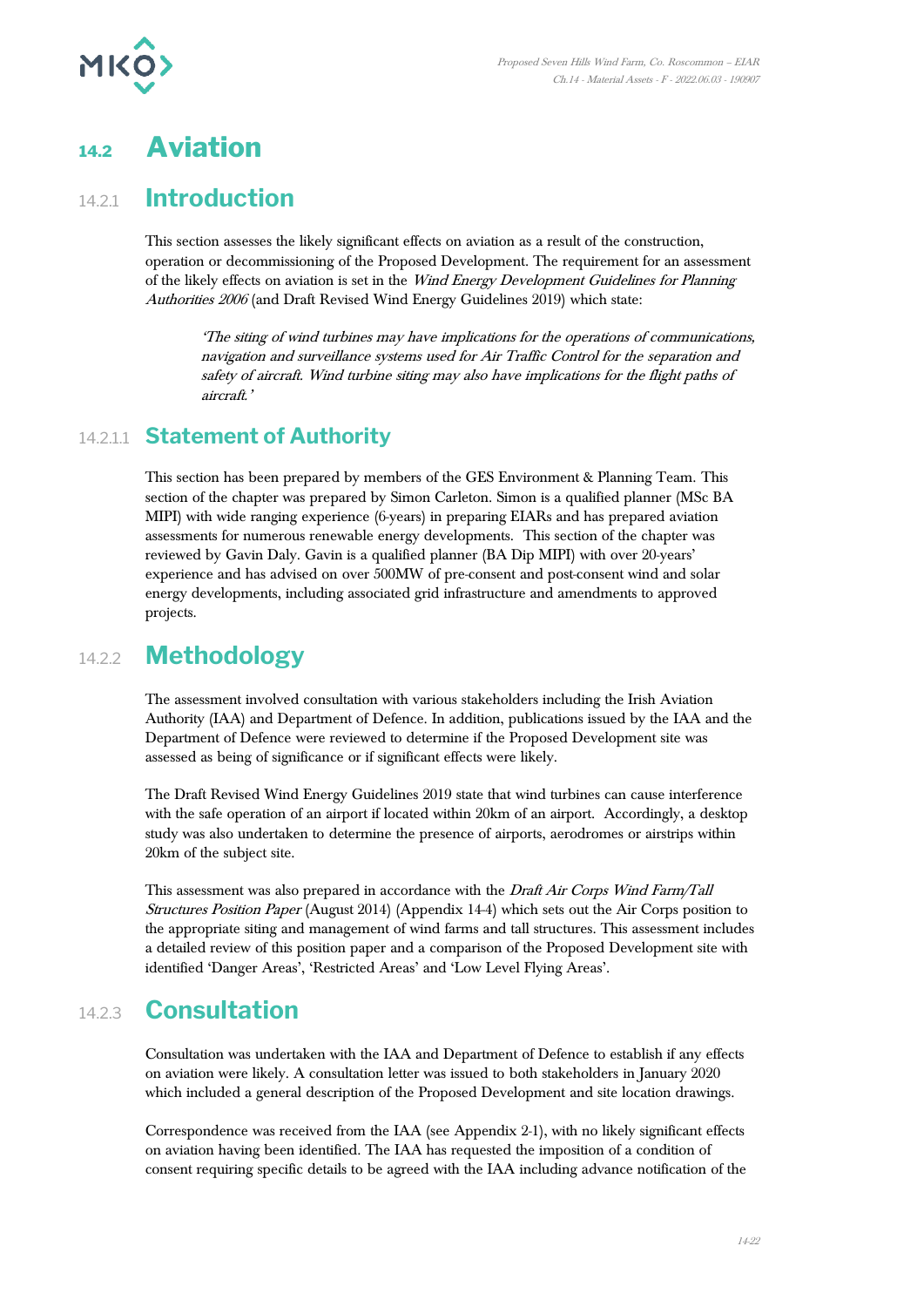## 14.2 Aviation

### 14.2.1 Introduction

This section assesses the likely significant effects on aviation as a result of the construction, operation or decommissioning of the Proposed Development. The requirement for an assessment of the likely effects on aviation is set in the *Wind Energy Development Guidelines for Planning Authorities 2006* (and Draft Revised Wind Energy Guidelines 2019) which state:

> *'The siting of wind turbines may have implications for the operations of communications, navigation and surveillance systems used for Air Traffic Control for the separation and safety of aircraft. Wind turbine siting may also have implications for the flight paths of aircraft.'*

#### 14.2.1.1 Statement of Authority

This section has been prepared by members of the GES Environment & Planning Team. This section of the chapter was prepared by Simon Carleton. Simon is a qualified planner (MSc BA MIPI) with wide ranging experience (6-years) in preparing EIARs and has prepared aviation assessments for numerous renewable energy developments. This section of the chapter was reviewed by Gavin Daly. Gavin is a qualified planner (BA Dip MIPI) with over 20-years' experience and has advised on over 500MW of pre-consent and post-consent wind and solar energy developments, including associated grid infrastructure and amendments to approved projects.

### 14.2.2 Methodology

The assessment involved consultation with various stakeholders including the Irish Aviation Authority (IAA) and Department of Defence. In addition, publications issued by the IAA and the Department of Defence were reviewed to determine if the Proposed Development site was assessed as being of significance or if significant effects were likely.

The Draft Revised Wind Energy Guidelines 2019 state that wind turbines can cause interference with the safe operation of an airport if located within 20km of an airport. Accordingly, a desktop study was also undertaken to determine the presence of airports, aerodromes or airstrips within 20km of the subject site.

This assessment was also prepared in accordance with the *Draft Air Corps Wind Farm/Tall Structures Position Paper* (August 2014) (Appendix 14-4) which sets out the Air Corps position to the appropriate siting and management of wind farms and tall structures. This assessment includes a detailed review of this position paper and a comparison of the Proposed Development site with identified 'Danger Areas', 'Restricted Areas' and 'Low Level Flying Areas'.

### 14.2.3 Consultation

Consultation was undertaken with the IAA and Department of Defence to establish if any effects on aviation were likely. A consultation letter was issued to both stakeholders in January 2020 which included a general description of the Proposed Development and site location drawings.

Correspondence was received from the IAA (see Appendix 2-1), with no likely significant effects on aviation having been identified. The IAA has requested the imposition of a condition of consent requiring specific details to be agreed with the IAA including advance notification of the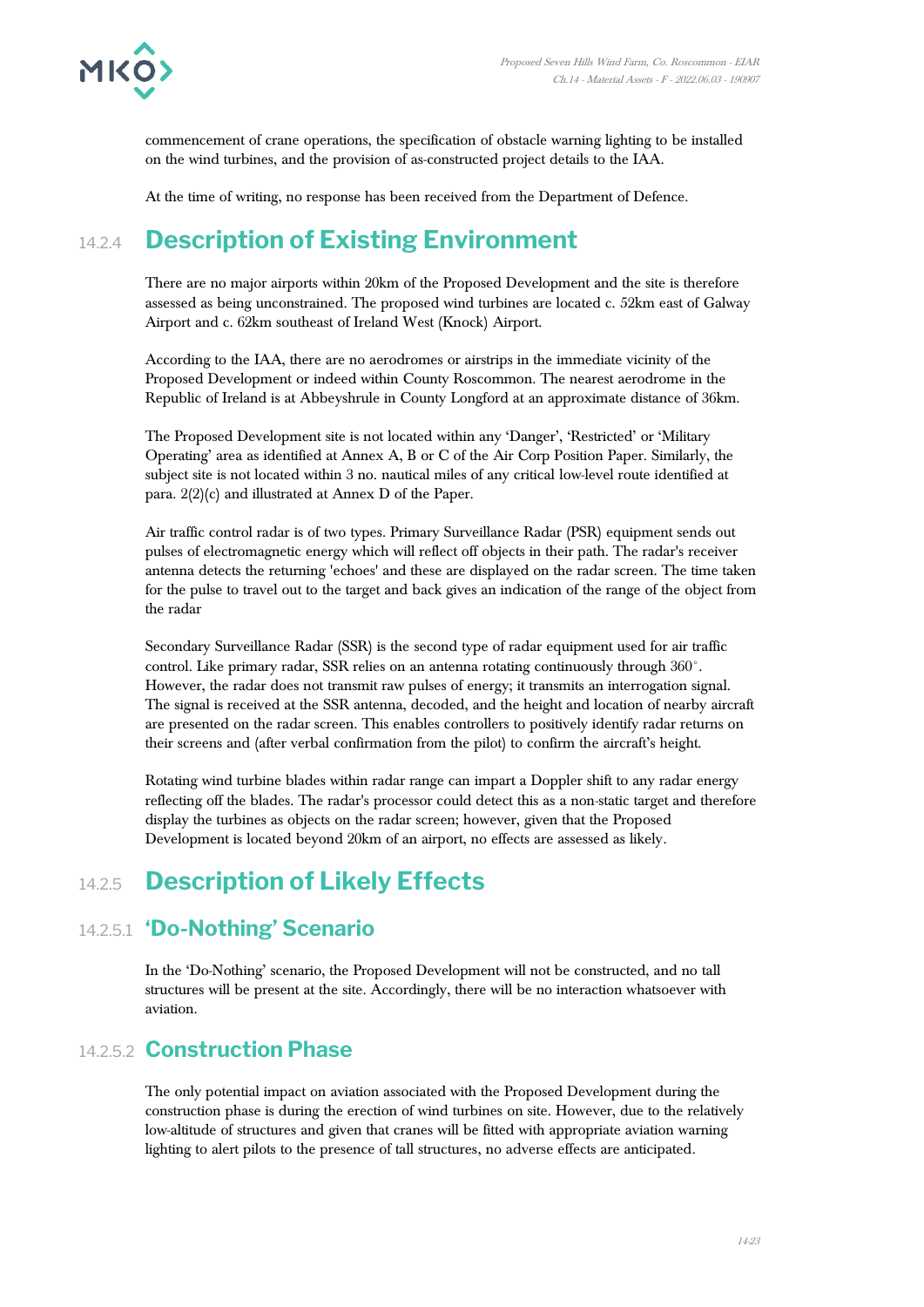commencement of crane operations, the specification of obstacle warning lighting to be installed on the wind turbines, and the provision of as-constructed project details to the IAA.

At the time of writing, no response has been received from the Department of Defence.

## 14.2.4 Description of Existing Environment

There are no major airports within 20km of the Proposed Development and the site is therefore assessed as being unconstrained. The proposed wind turbines are located c. 52km east of Galway Airport and c. 62km southeast of Ireland West (Knock) Airport.

According to the IAA, there are no aerodromes or airstrips in the immediate vicinity of the Proposed Development or indeed within County Roscommon. The nearest aerodrome in the Republic of Ireland is at Abbeyshrule in County Longford at an approximate distance of 36km.

The Proposed Development site is not located within any 'Danger', 'Restricted' or 'Military Operating' area as identified at Annex A, B or C of the Air Corp Position Paper. Similarly, the subject site is not located within 3 no. nautical miles of any critical low-level route identified at para. 2(2)(c) and illustrated at Annex D of the Paper.

Air traffic control radar is of two types. Primary Surveillance Radar (PSR) equipment sends out pulses of electromagnetic energy which will reflect off objects in their path. The radar's receiver antenna detects the returning 'echoes' and these are displayed on the radar screen. The time taken for the pulse to travel out to the target and back gives an indication of the range of the object from the radar

Secondary Surveillance Radar (SSR) is the second type of radar equipment used for air traffic control. Like primary radar, SSR relies on an antenna rotating continuously through 360°. However, the radar does not transmit raw pulses of energy; it transmits an interrogation signal. The signal is received at the SSR antenna, decoded, and the height and location of nearby aircraft are presented on the radar screen. This enables controllers to positively identify radar returns on their screens and (after verbal confirmation from the pilot) to confirm the aircraft's height.

Rotating wind turbine blades within radar range can impart a Doppler shift to any radar energy reflecting off the blades. The radar's processor could detect this as a non-static target and therefore display the turbines as objects on the radar screen; however, given that the Proposed Development is located beyond 20km of an airport, no effects are assessed as likely.

## 14.2.5 Description of Likely Effects

### 14.2.5.1 'Do-Nothing' Scenario

In the 'Do-Nothing' scenario, the Proposed Development will not be constructed, and no tall structures will be present at the site. Accordingly, there will be no interaction whatsoever with aviation.

### 14.2.5.2 Construction Phase

The only potential impact on aviation associated with the Proposed Development during the construction phase is during the erection of wind turbines on site. However, due to the relatively low-altitude of structures and given that cranes will be fitted with appropriate aviation warning lighting to alert pilots to the presence of tall structures, no adverse effects are anticipated.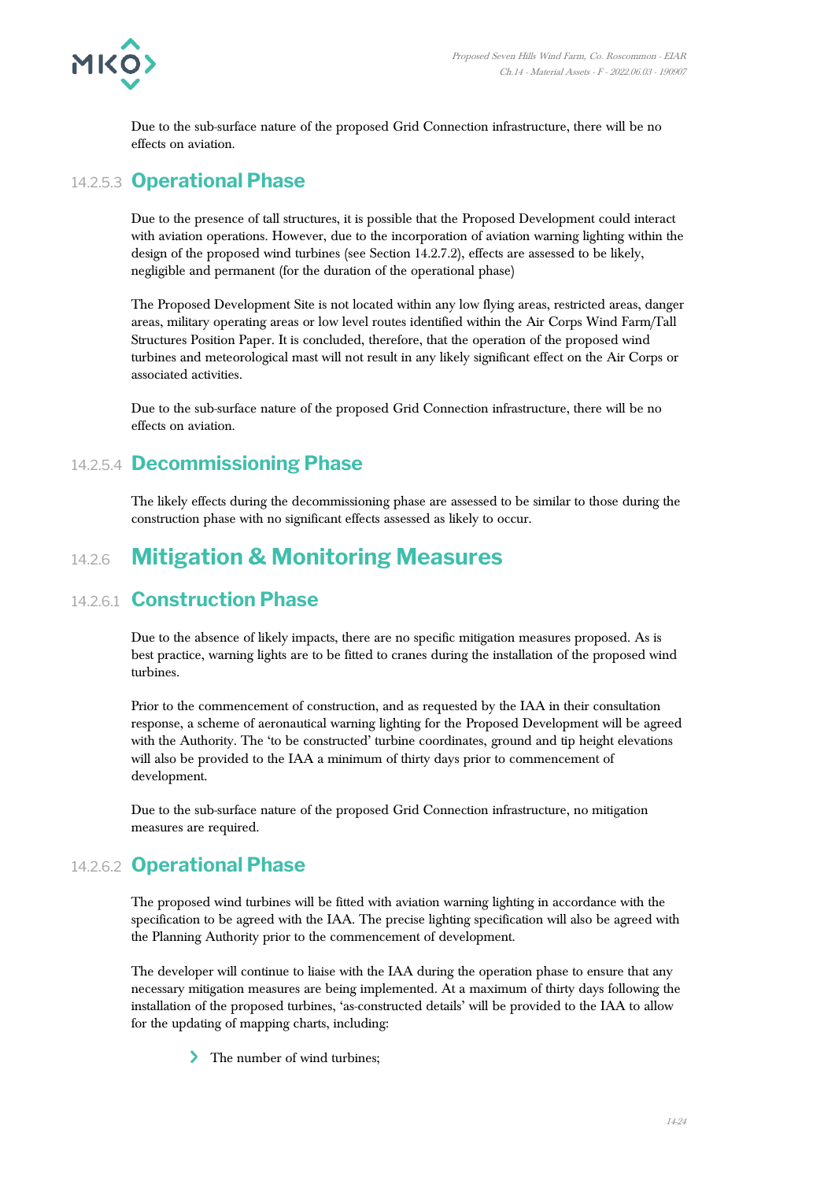Due to the sub-surface nature of the proposed Grid Connection infrastructure, there will be no effects on aviation.

### 14.2.5.3 Operational Phase

Due to the presence of tall structures, it is possible that the Proposed Development could interact with aviation operations. However, due to the incorporation of aviation warning lighting within the design of the proposed wind turbines (see Section 14.2.7.2), effects are assessed to be likely, negligible and permanent (for the duration of the operational phase)

The Proposed Development Site is not located within any low flying areas, restricted areas, danger areas, military operating areas or low level routes identified within the Air Corps Wind Farm/Tall Structures Position Paper. It is concluded, therefore, that the operation of the proposed wind turbines and meteorological mast will not result in any likely significant effect on the Air Corps or associated activities.

Due to the sub-surface nature of the proposed Grid Connection infrastructure, there will be no effects on aviation.

### 14.2.5.4 Decommissioning Phase

The likely effects during the decommissioning phase are assessed to be similar to those during the construction phase with no significant effects assessed as likely to occur.

## 14.2.6 Mitigation & Monitoring Measures

### 14.2.6.1 Construction Phase

Due to the absence of likely impacts, there are no specific mitigation measures proposed. As is best practice, warning lights are to be fitted to cranes during the installation of the proposed wind turbines.

Prior to the commencement of construction, and as requested by the IAA in their consultation response, a scheme of aeronautical warning lighting for the Proposed Development will be agreed with the Authority. The 'to be constructed' turbine coordinates, ground and tip height elevations will also be provided to the IAA a minimum of thirty days prior to commencement of development.

Due to the sub-surface nature of the proposed Grid Connection infrastructure, no mitigation measures are required.

### 14.2.6.2 Operational Phase

The proposed wind turbines will be fitted with aviation warning lighting in accordance with the specification to be agreed with the IAA. The precise lighting specification will also be agreed with the Planning Authority prior to the commencement of development.

The developer will continue to liaise with the IAA during the operation phase to ensure that any necessary mitigation measures are being implemented. At a maximum of thirty days following the installation of the proposed turbines, 'as-constructed details' will be provided to the IAA to allow for the updating of mapping charts, including:

- The number of wind turbines;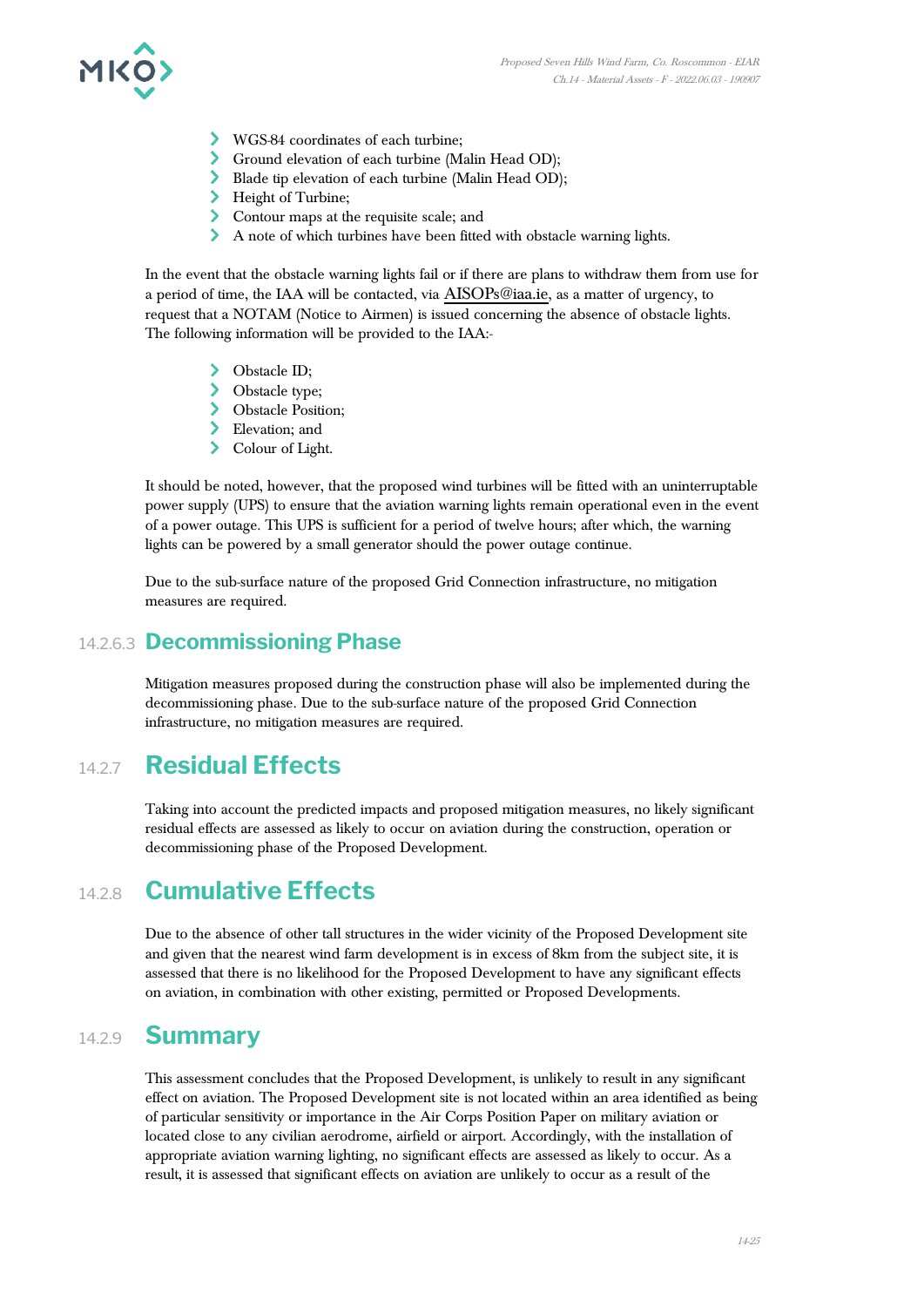- WGS-84 coordinates of each turbine;
- Ground elevation of each turbine (Malin Head OD);
- Blade tip elevation of each turbine (Malin Head OD);
- Height of Turbine;
- Contour maps at the requisite scale; and
- A note of which turbines have been fitted with obstacle warning lights.

In the event that the obstacle warning lights fail or if there are plans to withdraw them from use for a period of time, the IAA will be contacted, via AISOPs@iaa.ie, as a matter of urgency, to request that a NOTAM (Notice to Airmen) is issued concerning the absence of obstacle lights. The following information will be provided to the IAA:-

- Obstacle ID;
- Obstacle type;
- Obstacle Position;
- Elevation; and
- Colour of Light.

It should be noted, however, that the proposed wind turbines will be fitted with an uninterruptable power supply (UPS) to ensure that the aviation warning lights remain operational even in the event of a power outage. This UPS is sufficient for a period of twelve hours; after which, the warning lights can be powered by a small generator should the power outage continue.

Due to the sub-surface nature of the proposed Grid Connection infrastructure, no mitigation measures are required.

### 14.2.6.3 Decommissioning Phase

Mitigation measures proposed during the construction phase will also be implemented during the decommissioning phase. Due to the sub-surface nature of the proposed Grid Connection infrastructure, no mitigation measures are required.

## 14.2.7 Residual Effects

Taking into account the predicted impacts and proposed mitigation measures, no likely significant residual effects are assessed as likely to occur on aviation during the construction, operation or decommissioning phase of the Proposed Development.

## 14.2.8 Cumulative Effects

Due to the absence of other tall structures in the wider vicinity of the Proposed Development site and given that the nearest wind farm development is in excess of 8km from the subject site, it is assessed that there is no likelihood for the Proposed Development to have any significant effects on aviation, in combination with other existing, permitted or Proposed Developments.

## 14.2.9 Summary

This assessment concludes that the Proposed Development, is unlikely to result in any significant effect on aviation. The Proposed Development site is not located within an area identified as being of particular sensitivity or importance in the Air Corps Position Paper on military aviation or located close to any civilian aerodrome, airfield or airport. Accordingly, with the installation of appropriate aviation warning lighting, no significant effects are assessed as likely to occur. As a result, it is assessed that significant effects on aviation are unlikely to occur as a result of the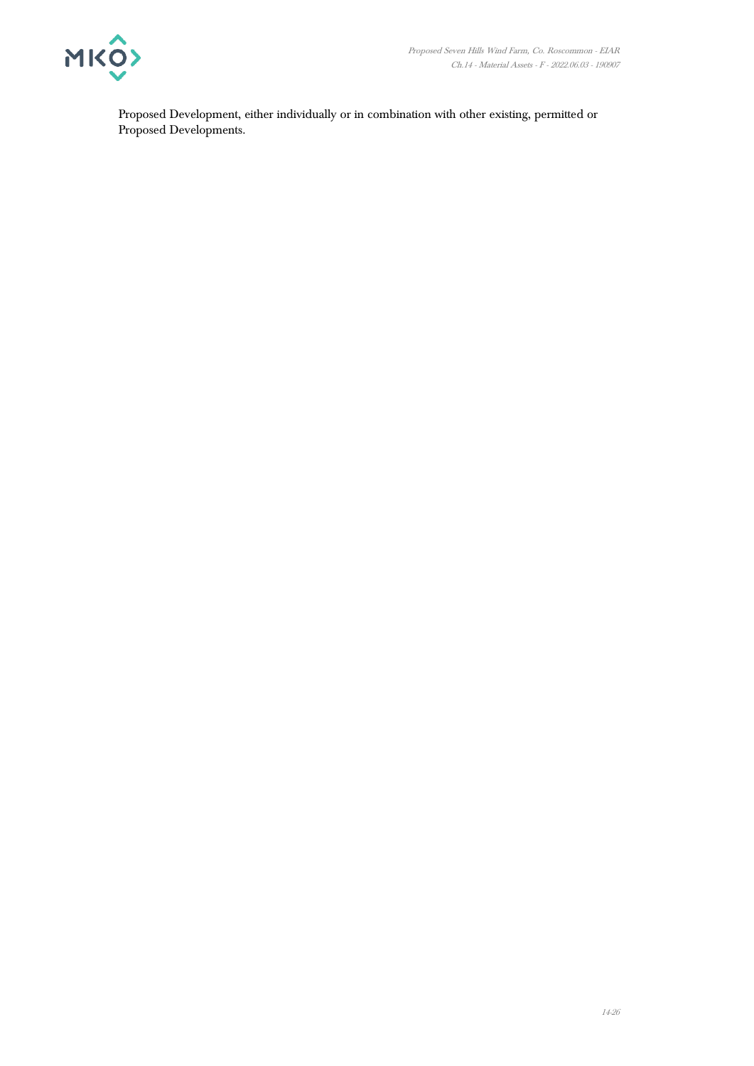Proposed Development, either individually or in combination with other existing, permitted or Proposed Developments.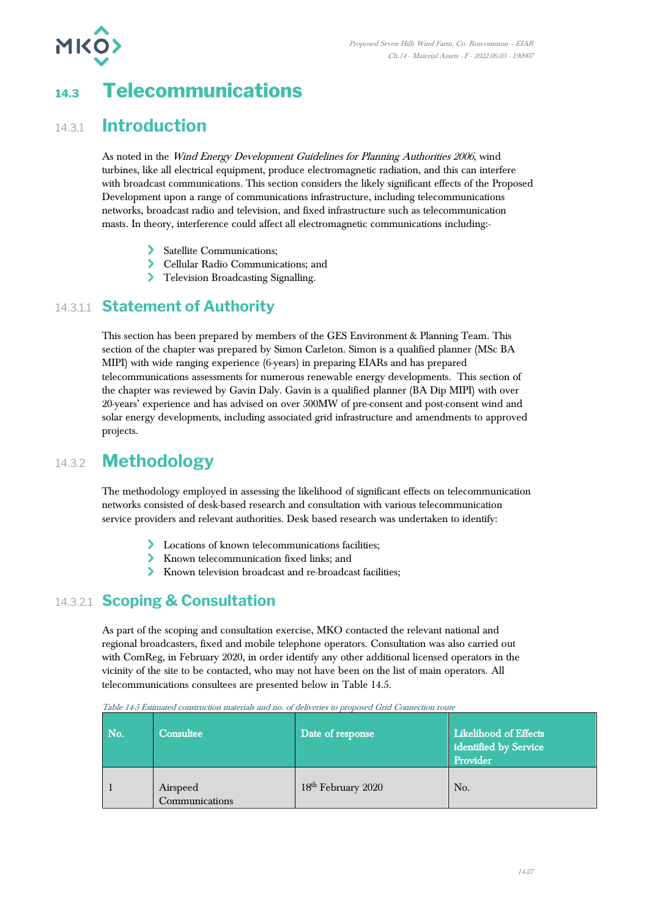# 14.3 Telecommunications

## 14.3.1 Introduction

As noted in the *Wind Energy Development Guidelines for Planning Authorities 2006*, wind turbines, like all electrical equipment, produce electromagnetic radiation, and this can interfere with broadcast communications. This section considers the likely significant effects of the Proposed Development upon a range of communications infrastructure, including telecommunications networks, broadcast radio and television, and fixed infrastructure such as telecommunication masts. In theory, interference could affect all electromagnetic communications including:-

- Satellite Communications;
- Cellular Radio Communications; and
- Television Broadcasting Signalling.

### 14.3.1.1 Statement of Authority

This section has been prepared by members of the GES Environment & Planning Team. This section of the chapter was prepared by Simon Carleton. Simon is a qualified planner (MSc BA MIPI) with wide ranging experience (6-years) in preparing EIARs and has prepared telecommunications assessments for numerous renewable energy developments. This section of the chapter was reviewed by Gavin Daly. Gavin is a qualified planner (BA Dip MIPI) with over 20-years' experience and has advised on over 500MW of pre-consent and post-consent wind and solar energy developments, including associated grid infrastructure and amendments to approved projects.

## 14.3.2 Methodology

The methodology employed in assessing the likelihood of significant effects on telecommunication networks consisted of desk-based research and consultation with various telecommunication service providers and relevant authorities. Desk based research was undertaken to identify:

- Locations of known telecommunications facilities;
- Known telecommunication fixed links; and
- Known television broadcast and re-broadcast facilities;

### 14.3.2.1 Scoping & Consultation

As part of the scoping and consultation exercise, MKO contacted the relevant national and regional broadcasters, fixed and mobile telephone operators. Consultation was also carried out with ComReg, in February 2020, in order identify any other additional licensed operators in the vicinity of the site to be contacted, who may not have been on the list of main operators. All telecommunications consultees are presented below in Table 14.5.

*Table 14-5 Estimated construction materials and no. of deliveries to proposed Grid Connection route*

| No. | Consultee | Date of response | Likelihood of Effects identified by Service Provider |
|---|---|---|---|
| 1 | Airspeed Communications | 18th February 2020 | No. |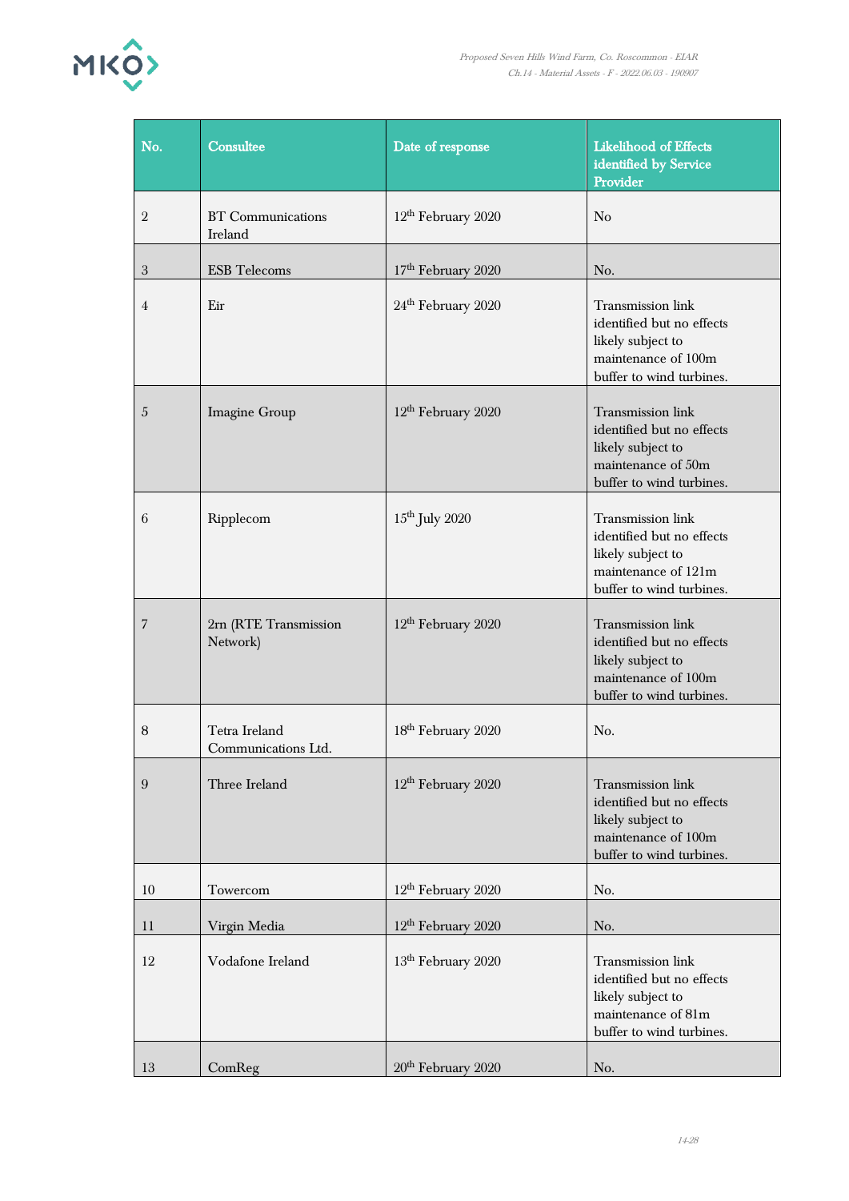| No. | Consultee | Date of response | Likelihood of Effects identified by Service Provider |
|---|---|---|---|
| 2 | BT Communications Ireland | 12th February 2020 | No |
| 3 | ESB Telecoms | 17th February 2020 | No. |
| 4 | Eir | 24th February 2020 | Transmission link identified but no effects likely subject to maintenance of 100m buffer to wind turbines. |
| 5 | Imagine Group | 12th February 2020 | Transmission link identified but no effects likely subject to maintenance of 50m buffer to wind turbines. |
| 6 | Ripplecom | 15th July 2020 | Transmission link identified but no effects likely subject to maintenance of 121m buffer to wind turbines. |
| 7 | 2rn (RTE Transmission Network) | 12th February 2020 | Transmission link identified but no effects likely subject to maintenance of 100m buffer to wind turbines. |
| 8 | Tetra Ireland Communications Ltd. | 18th February 2020 | No. |
| 9 | Three Ireland | 12th February 2020 | Transmission link identified but no effects likely subject to maintenance of 100m buffer to wind turbines. |
| 10 | Towercom | 12th February 2020 | No. |
| 11 | Virgin Media | 12th February 2020 | No. |
| 12 | Vodafone Ireland | 13th February 2020 | Transmission link identified but no effects likely subject to maintenance of 81m buffer to wind turbines. |
| 13 | ComReg | 20th February 2020 | No. |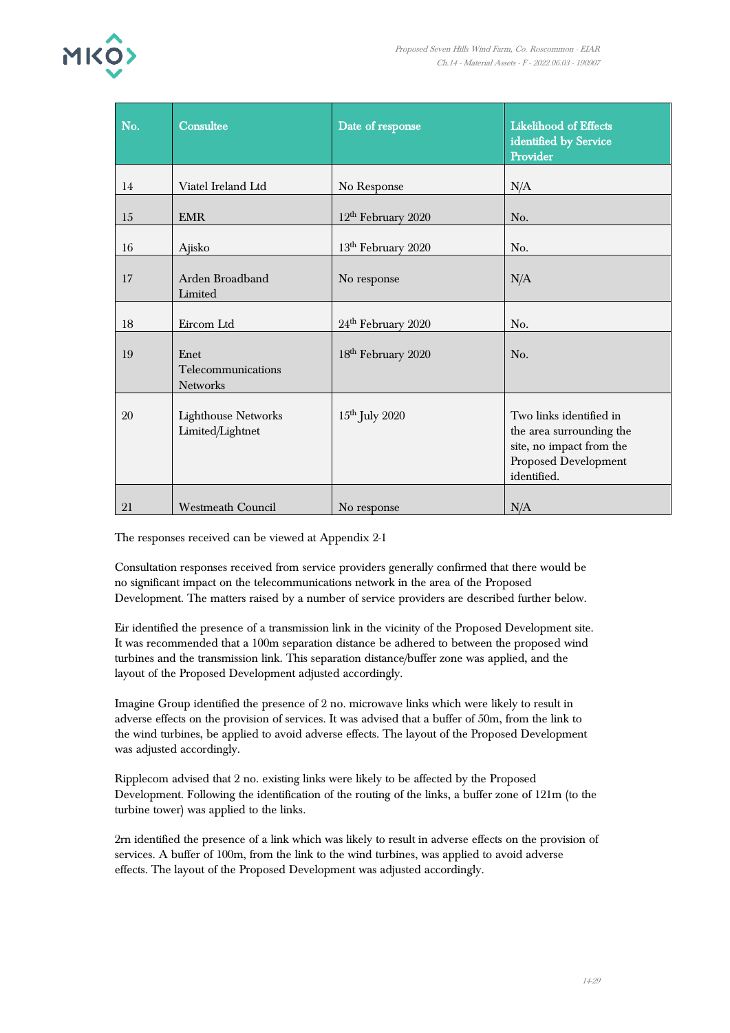| No. | Consultee | Date of response | Likelihood of Effects identified by Service Provider |
|---|---|---|---|
| 14 | Viatel Ireland Ltd | No Response | N/A |
| 15 | EMR | 12th February 2020 | No. |
| 16 | Ajisko | 13th February 2020 | No. |
| 17 | Arden Broadband Limited | No response | N/A |
| 18 | Eircom Ltd | 24th February 2020 | No. |
| 19 | Enet Telecommunications Networks | 18th February 2020 | No. |
| 20 | Lighthouse Networks Limited/Lightnet | 15th July 2020 | Two links identified in the area surrounding the site, no impact from the Proposed Development identified. |
| 21 | Westmeath Council | No response | N/A |

The responses received can be viewed at Appendix 2-1

Consultation responses received from service providers generally confirmed that there would be no significant impact on the telecommunications network in the area of the Proposed Development. The matters raised by a number of service providers are described further below.

Eir identified the presence of a transmission link in the vicinity of the Proposed Development site. It was recommended that a 100m separation distance be adhered to between the proposed wind turbines and the transmission link. This separation distance/buffer zone was applied, and the layout of the Proposed Development adjusted accordingly.

Imagine Group identified the presence of 2 no. microwave links which were likely to result in adverse effects on the provision of services. It was advised that a buffer of 50m, from the link to the wind turbines, be applied to avoid adverse effects. The layout of the Proposed Development was adjusted accordingly.

Ripplecom advised that 2 no. existing links were likely to be affected by the Proposed Development. Following the identification of the routing of the links, a buffer zone of 121m (to the turbine tower) was applied to the links.

2rn identified the presence of a link which was likely to result in adverse effects on the provision of services. A buffer of 100m, from the link to the wind turbines, was applied to avoid adverse effects. The layout of the Proposed Development was adjusted accordingly.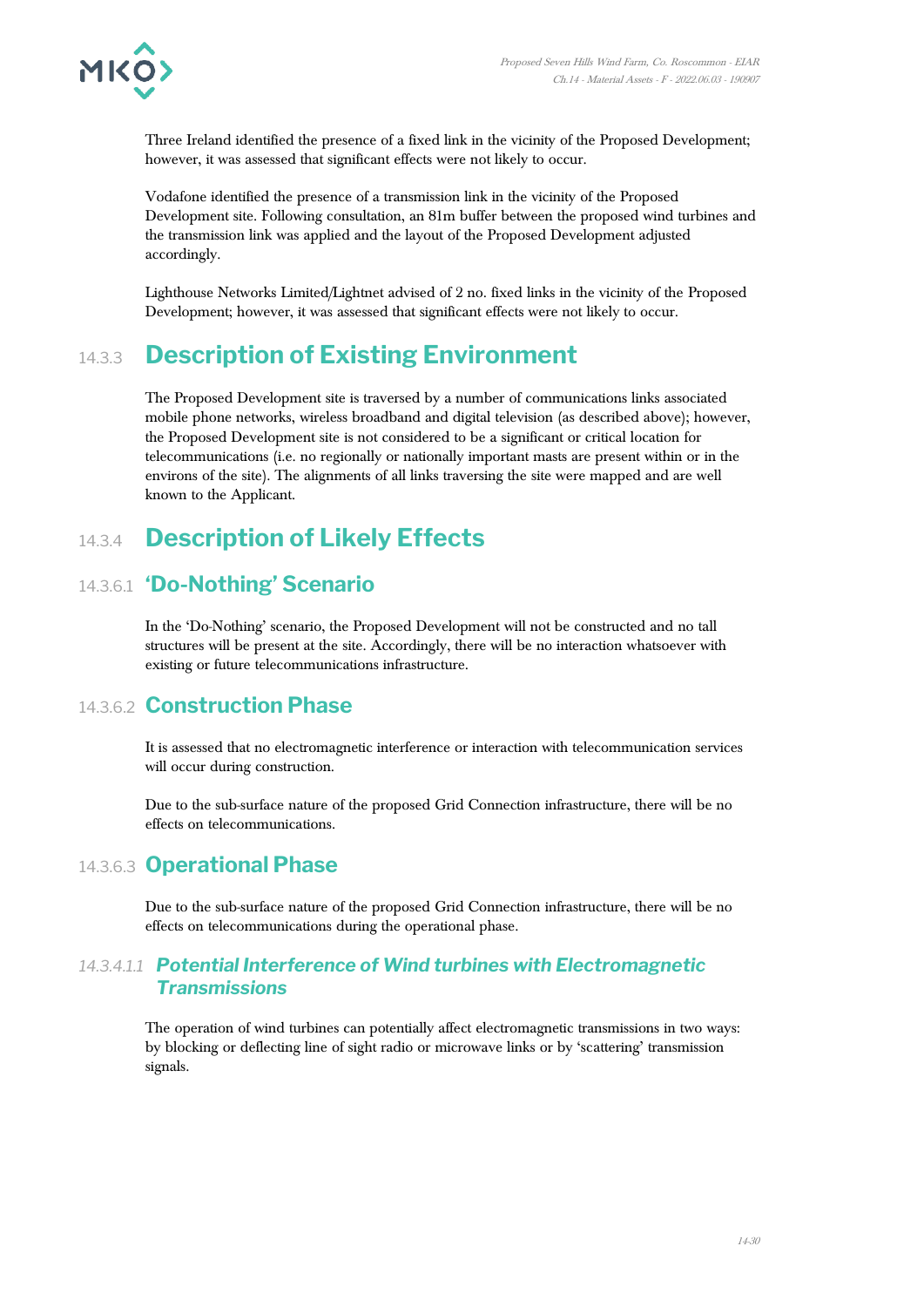Three Ireland identified the presence of a fixed link in the vicinity of the Proposed Development; however, it was assessed that significant effects were not likely to occur.

Vodafone identified the presence of a transmission link in the vicinity of the Proposed Development site. Following consultation, an 81m buffer between the proposed wind turbines and the transmission link was applied and the layout of the Proposed Development adjusted accordingly.

Lighthouse Networks Limited/Lightnet advised of 2 no. fixed links in the vicinity of the Proposed Development; however, it was assessed that significant effects were not likely to occur.

## 14.3.3 Description of Existing Environment

The Proposed Development site is traversed by a number of communications links associated mobile phone networks, wireless broadband and digital television (as described above); however, the Proposed Development site is not considered to be a significant or critical location for telecommunications (i.e. no regionally or nationally important masts are present within or in the environs of the site). The alignments of all links traversing the site were mapped and are well known to the Applicant.

## 14.3.4 Description of Likely Effects

### 14.3.6.1 'Do-Nothing' Scenario

In the 'Do-Nothing' scenario, the Proposed Development will not be constructed and no tall structures will be present at the site. Accordingly, there will be no interaction whatsoever with existing or future telecommunications infrastructure.

### 14.3.6.2 Construction Phase

It is assessed that no electromagnetic interference or interaction with telecommunication services will occur during construction.

Due to the sub-surface nature of the proposed Grid Connection infrastructure, there will be no effects on telecommunications.

### 14.3.6.3 Operational Phase

Due to the sub-surface nature of the proposed Grid Connection infrastructure, there will be no effects on telecommunications during the operational phase.

#### *14.3.4.1.1 Potential Interference of Wind turbines with Electromagnetic Transmissions*

The operation of wind turbines can potentially affect electromagnetic transmissions in two ways: by blocking or deflecting line of sight radio or microwave links or by 'scattering' transmission signals.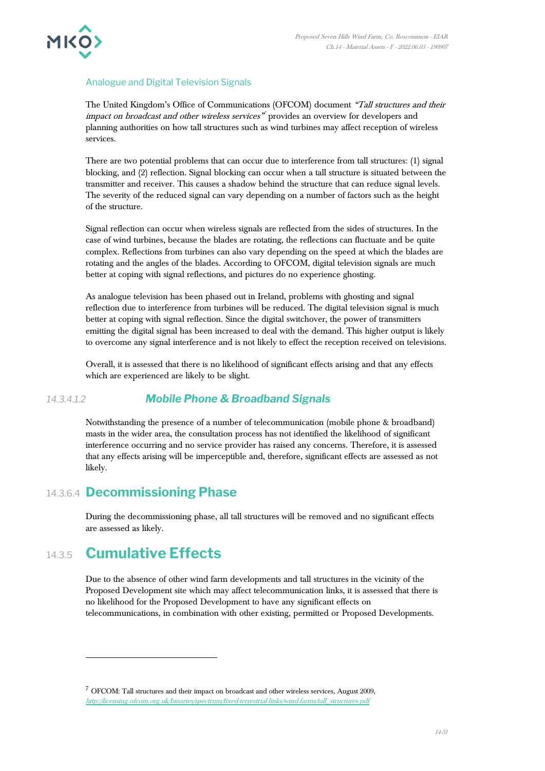#### Analogue and Digital Television Signals

The United Kingdom's Office of Communications (OFCOM) document *"Tall structures and their impact on broadcast and other wireless services"*[7] provides an overview for developers and planning authorities on how tall structures such as wind turbines may affect reception of wireless services.

There are two potential problems that can occur due to interference from tall structures: (1) signal blocking, and (2) reflection. Signal blocking can occur when a tall structure is situated between the transmitter and receiver. This causes a shadow behind the structure that can reduce signal levels. The severity of the reduced signal can vary depending on a number of factors such as the height of the structure.

Signal reflection can occur when wireless signals are reflected from the sides of structures. In the case of wind turbines, because the blades are rotating, the reflections can fluctuate and be quite complex. Reflections from turbines can also vary depending on the speed at which the blades are rotating and the angles of the blades. According to OFCOM, digital television signals are much better at coping with signal reflections, and pictures do no experience ghosting.

As analogue television has been phased out in Ireland, problems with ghosting and signal reflection due to interference from turbines will be reduced. The digital television signal is much better at coping with signal reflection. Since the digital switchover, the power of transmitters emitting the digital signal has been increased to deal with the demand. This higher output is likely to overcome any signal interference and is not likely to effect the reception received on televisions.

Overall, it is assessed that there is no likelihood of significant effects arising and that any effects which are experienced are likely to be slight.

#### 14.3.4.1.2 Mobile Phone & Broadband Signals

Notwithstanding the presence of a number of telecommunication (mobile phone & broadband) masts in the wider area, the consultation process has not identified the likelihood of significant interference occurring and no service provider has raised any concerns. Therefore, it is assessed that any effects arising will be imperceptible and, therefore, significant effects are assessed as not likely.

### 14.3.6.4 Decommissioning Phase

During the decommissioning phase, all tall structures will be removed and no significant effects are assessed as likely.

## 14.3.5 Cumulative Effects

Due to the absence of other wind farm developments and tall structures in the vicinity of the Proposed Development site which may affect telecommunication links, it is assessed that there is no likelihood for the Proposed Development to have any significant effects on telecommunications, in combination with other existing, permitted or Proposed Developments.

---

[7] OFCOM: Tall structures and their impact on broadcast and other wireless services, August 2009, http://licensing.ofcom.org.uk/binaries/spectrum/fixed-terrestrial-links/wind-farms/tall_structures.pdf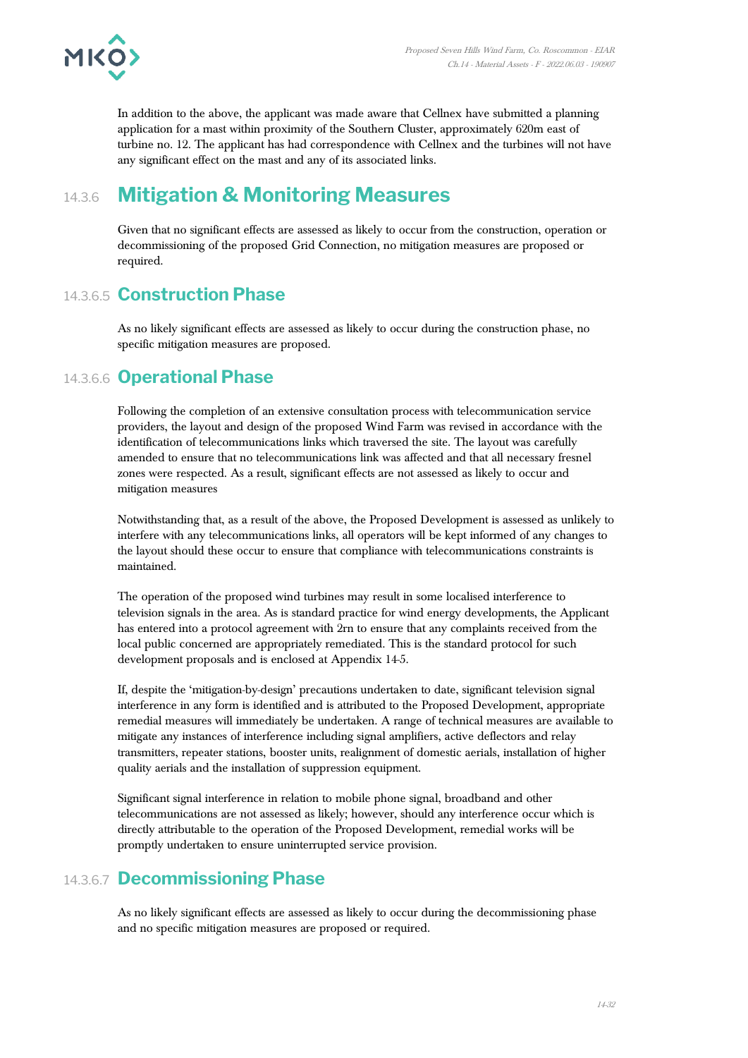In addition to the above, the applicant was made aware that Cellnex have submitted a planning application for a mast within proximity of the Southern Cluster, approximately 620m east of turbine no. 12. The applicant has had correspondence with Cellnex and the turbines will not have any significant effect on the mast and any of its associated links.

## 14.3.6 Mitigation & Monitoring Measures

Given that no significant effects are assessed as likely to occur from the construction, operation or decommissioning of the proposed Grid Connection, no mitigation measures are proposed or required.

### 14.3.6.5 Construction Phase

As no likely significant effects are assessed as likely to occur during the construction phase, no specific mitigation measures are proposed.

### 14.3.6.6 Operational Phase

Following the completion of an extensive consultation process with telecommunication service providers, the layout and design of the proposed Wind Farm was revised in accordance with the identification of telecommunications links which traversed the site. The layout was carefully amended to ensure that no telecommunications link was affected and that all necessary fresnel zones were respected. As a result, significant effects are not assessed as likely to occur and mitigation measures

Notwithstanding that, as a result of the above, the Proposed Development is assessed as unlikely to interfere with any telecommunications links, all operators will be kept informed of any changes to the layout should these occur to ensure that compliance with telecommunications constraints is maintained.

The operation of the proposed wind turbines may result in some localised interference to television signals in the area. As is standard practice for wind energy developments, the Applicant has entered into a protocol agreement with 2rn to ensure that any complaints received from the local public concerned are appropriately remediated. This is the standard protocol for such development proposals and is enclosed at Appendix 14-5.

If, despite the 'mitigation-by-design' precautions undertaken to date, significant television signal interference in any form is identified and is attributed to the Proposed Development, appropriate remedial measures will immediately be undertaken. A range of technical measures are available to mitigate any instances of interference including signal amplifiers, active deflectors and relay transmitters, repeater stations, booster units, realignment of domestic aerials, installation of higher quality aerials and the installation of suppression equipment.

Significant signal interference in relation to mobile phone signal, broadband and other telecommunications are not assessed as likely; however, should any interference occur which is directly attributable to the operation of the Proposed Development, remedial works will be promptly undertaken to ensure uninterrupted service provision.

### 14.3.6.7 Decommissioning Phase

As no likely significant effects are assessed as likely to occur during the decommissioning phase and no specific mitigation measures are proposed or required.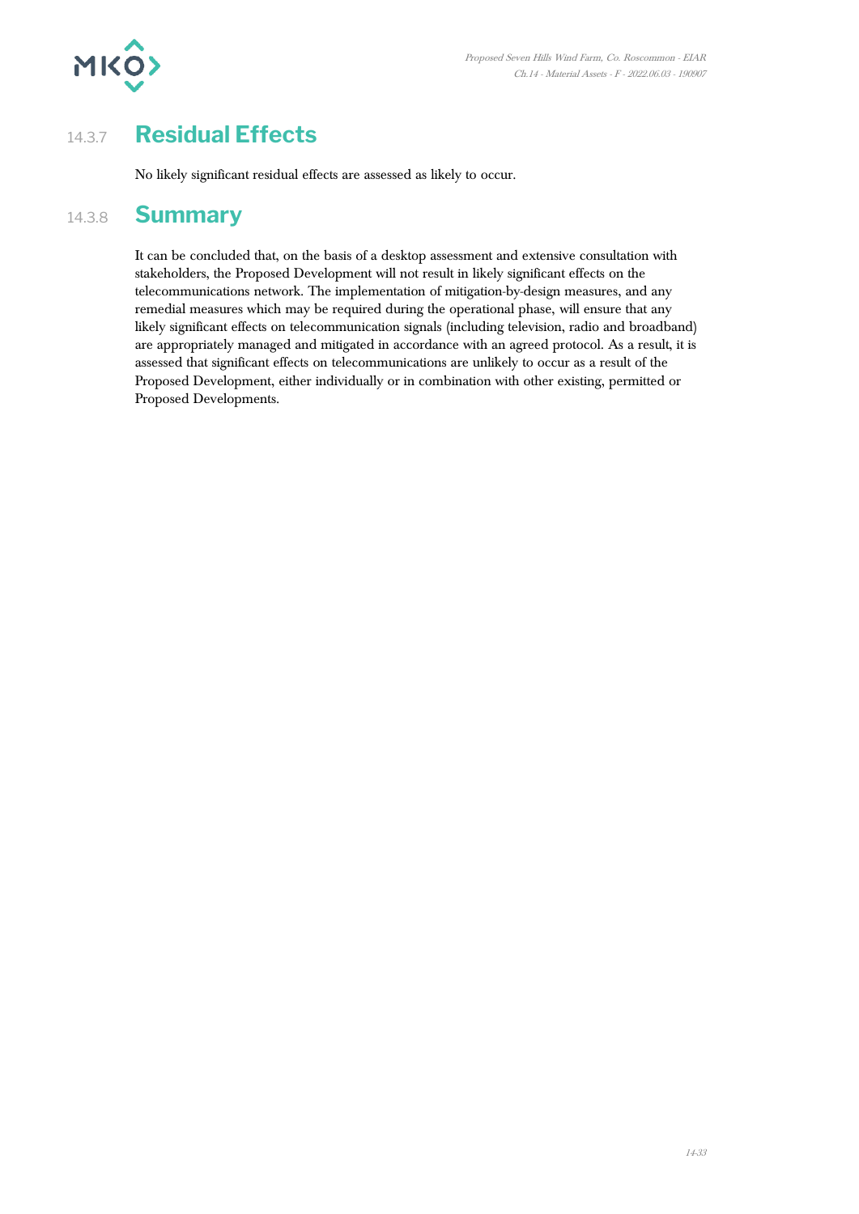### 14.3.7 Residual Effects

No likely significant residual effects are assessed as likely to occur.

### 14.3.8 Summary

It can be concluded that, on the basis of a desktop assessment and extensive consultation with stakeholders, the Proposed Development will not result in likely significant effects on the telecommunications network. The implementation of mitigation-by-design measures, and any remedial measures which may be required during the operational phase, will ensure that any likely significant effects on telecommunication signals (including television, radio and broadband) are appropriately managed and mitigated in accordance with an agreed protocol. As a result, it is assessed that significant effects on telecommunications are unlikely to occur as a result of the Proposed Development, either individually or in combination with other existing, permitted or Proposed Developments.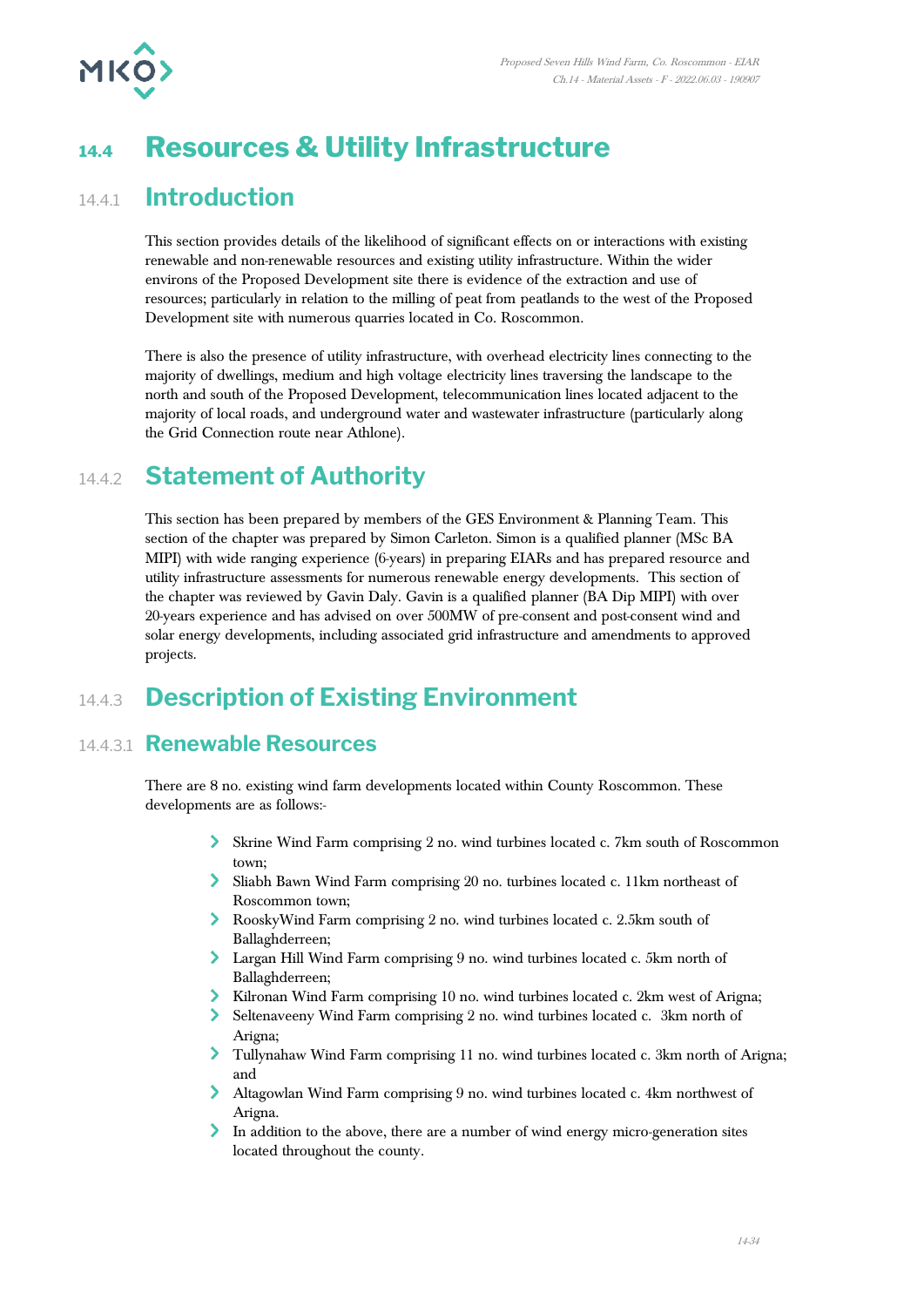# 14.4 Resources & Utility Infrastructure

## 14.4.1 Introduction

This section provides details of the likelihood of significant effects on or interactions with existing renewable and non-renewable resources and existing utility infrastructure. Within the wider environs of the Proposed Development site there is evidence of the extraction and use of resources; particularly in relation to the milling of peat from peatlands to the west of the Proposed Development site with numerous quarries located in Co. Roscommon.

There is also the presence of utility infrastructure, with overhead electricity lines connecting to the majority of dwellings, medium and high voltage electricity lines traversing the landscape to the north and south of the Proposed Development, telecommunication lines located adjacent to the majority of local roads, and underground water and wastewater infrastructure (particularly along the Grid Connection route near Athlone).

## 14.4.2 Statement of Authority

This section has been prepared by members of the GES Environment & Planning Team. This section of the chapter was prepared by Simon Carleton. Simon is a qualified planner (MSc BA MIPI) with wide ranging experience (6-years) in preparing EIARs and has prepared resource and utility infrastructure assessments for numerous renewable energy developments. This section of the chapter was reviewed by Gavin Daly. Gavin is a qualified planner (BA Dip MIPI) with over 20-years experience and has advised on over 500MW of pre-consent and post-consent wind and solar energy developments, including associated grid infrastructure and amendments to approved projects.

## 14.4.3 Description of Existing Environment

### 14.4.3.1 Renewable Resources

There are 8 no. existing wind farm developments located within County Roscommon. These developments are as follows:-

- Skrine Wind Farm comprising 2 no. wind turbines located c. 7km south of Roscommon town;
- Sliabh Bawn Wind Farm comprising 20 no. turbines located c. 11km northeast of Roscommon town;
- RooskyWind Farm comprising 2 no. wind turbines located c. 2.5km south of Ballaghderreen;
- Largan Hill Wind Farm comprising 9 no. wind turbines located c. 5km north of Ballaghderreen;
- Kilronan Wind Farm comprising 10 no. wind turbines located c. 2km west of Arigna;
- Seltenaveeny Wind Farm comprising 2 no. wind turbines located c. 3km north of Arigna;
- Tullynahaw Wind Farm comprising 11 no. wind turbines located c. 3km north of Arigna; and
- Altagowlan Wind Farm comprising 9 no. wind turbines located c. 4km northwest of Arigna.
- In addition to the above, there are a number of wind energy micro-generation sites located throughout the county.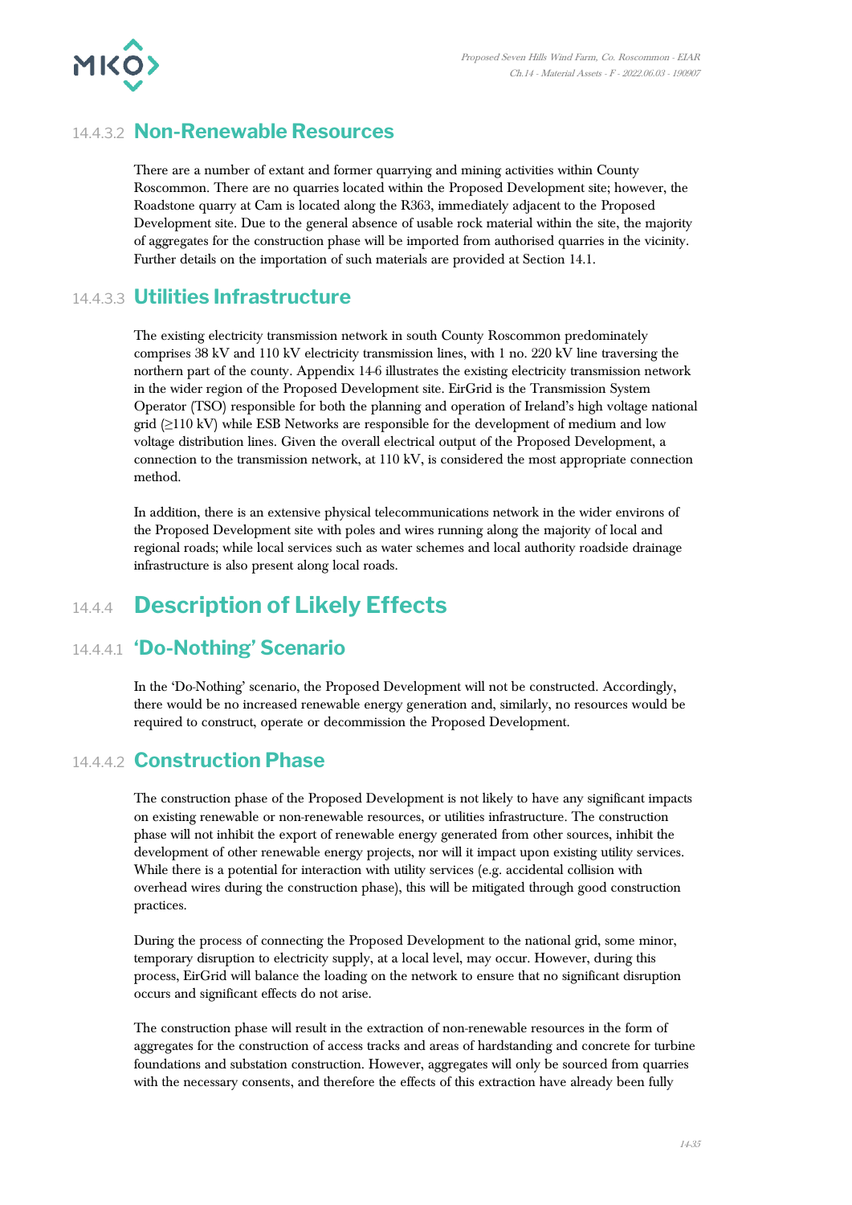#### 14.4.3.2 Non-Renewable Resources

There are a number of extant and former quarrying and mining activities within County Roscommon. There are no quarries located within the Proposed Development site; however, the Roadstone quarry at Cam is located along the R363, immediately adjacent to the Proposed Development site. Due to the general absence of usable rock material within the site, the majority of aggregates for the construction phase will be imported from authorised quarries in the vicinity. Further details on the importation of such materials are provided at Section 14.1.

#### 14.4.3.3 Utilities Infrastructure

The existing electricity transmission network in south County Roscommon predominately comprises 38 kV and 110 kV electricity transmission lines, with 1 no. 220 kV line traversing the northern part of the county. Appendix 14-6 illustrates the existing electricity transmission network in the wider region of the Proposed Development site. EirGrid is the Transmission System Operator (TSO) responsible for both the planning and operation of Ireland's high voltage national grid (≥110 kV) while ESB Networks are responsible for the development of medium and low voltage distribution lines. Given the overall electrical output of the Proposed Development, a connection to the transmission network, at 110 kV, is considered the most appropriate connection method.

In addition, there is an extensive physical telecommunications network in the wider environs of the Proposed Development site with poles and wires running along the majority of local and regional roads; while local services such as water schemes and local authority roadside drainage infrastructure is also present along local roads.

## 14.4.4 Description of Likely Effects

### 14.4.4.1 'Do-Nothing' Scenario

In the 'Do-Nothing' scenario, the Proposed Development will not be constructed. Accordingly, there would be no increased renewable energy generation and, similarly, no resources would be required to construct, operate or decommission the Proposed Development.

### 14.4.4.2 Construction Phase

The construction phase of the Proposed Development is not likely to have any significant impacts on existing renewable or non-renewable resources, or utilities infrastructure. The construction phase will not inhibit the export of renewable energy generated from other sources, inhibit the development of other renewable energy projects, nor will it impact upon existing utility services. While there is a potential for interaction with utility services (e.g. accidental collision with overhead wires during the construction phase), this will be mitigated through good construction practices.

During the process of connecting the Proposed Development to the national grid, some minor, temporary disruption to electricity supply, at a local level, may occur. However, during this process, EirGrid will balance the loading on the network to ensure that no significant disruption occurs and significant effects do not arise.

The construction phase will result in the extraction of non-renewable resources in the form of aggregates for the construction of access tracks and areas of hardstanding and concrete for turbine foundations and substation construction. However, aggregates will only be sourced from quarries with the necessary consents, and therefore the effects of this extraction have already been fully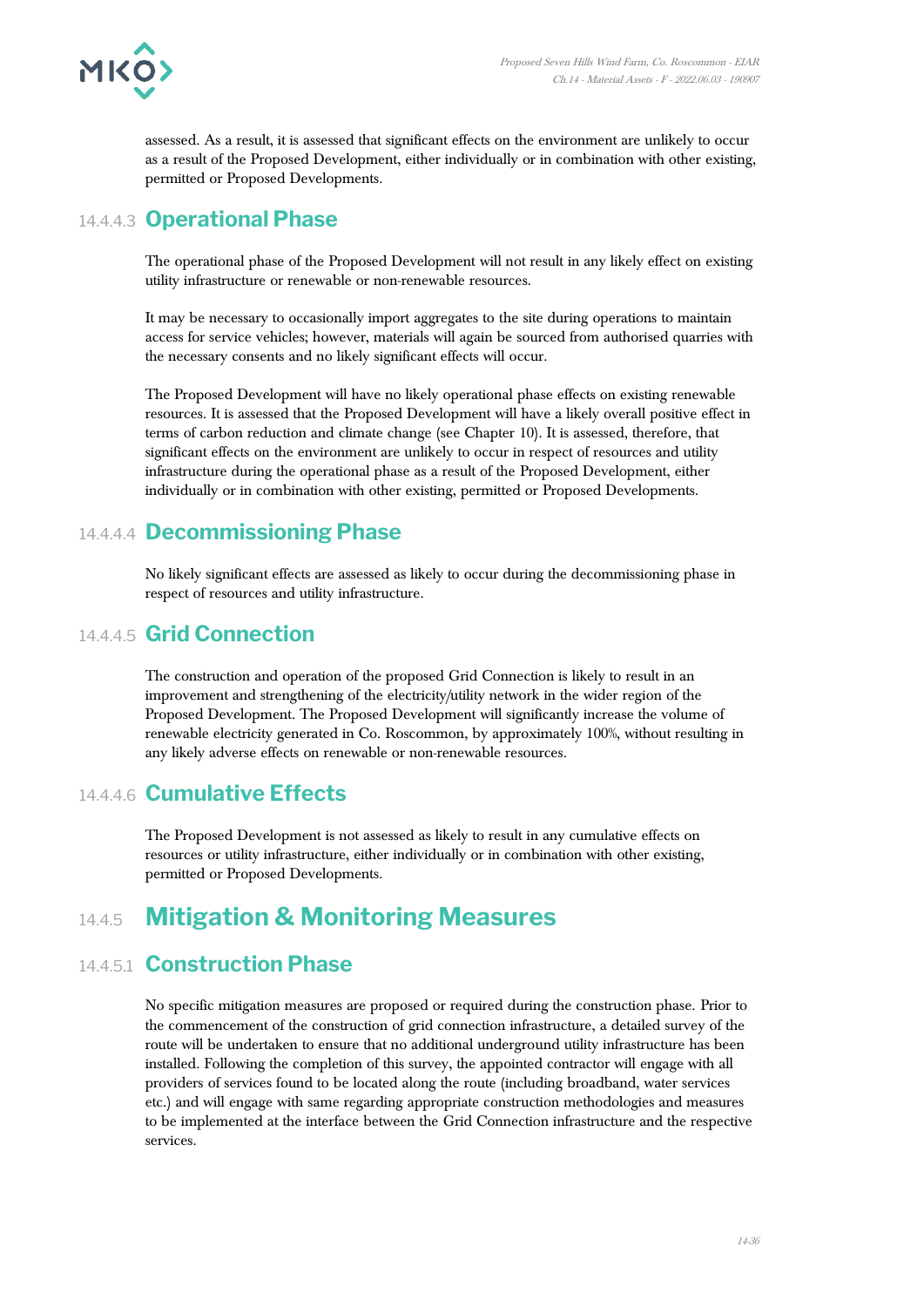assessed. As a result, it is assessed that significant effects on the environment are unlikely to occur as a result of the Proposed Development, either individually or in combination with other existing, permitted or Proposed Developments.

#### 14.4.4.3 Operational Phase

The operational phase of the Proposed Development will not result in any likely effect on existing utility infrastructure or renewable or non-renewable resources.

It may be necessary to occasionally import aggregates to the site during operations to maintain access for service vehicles; however, materials will again be sourced from authorised quarries with the necessary consents and no likely significant effects will occur.

The Proposed Development will have no likely operational phase effects on existing renewable resources. It is assessed that the Proposed Development will have a likely overall positive effect in terms of carbon reduction and climate change (see Chapter 10). It is assessed, therefore, that significant effects on the environment are unlikely to occur in respect of resources and utility infrastructure during the operational phase as a result of the Proposed Development, either individually or in combination with other existing, permitted or Proposed Developments.

#### 14.4.4.4 Decommissioning Phase

No likely significant effects are assessed as likely to occur during the decommissioning phase in respect of resources and utility infrastructure.

#### 14.4.4.5 Grid Connection

The construction and operation of the proposed Grid Connection is likely to result in an improvement and strengthening of the electricity/utility network in the wider region of the Proposed Development. The Proposed Development will significantly increase the volume of renewable electricity generated in Co. Roscommon, by approximately 100%, without resulting in any likely adverse effects on renewable or non-renewable resources.

#### 14.4.4.6 Cumulative Effects

The Proposed Development is not assessed as likely to result in any cumulative effects on resources or utility infrastructure, either individually or in combination with other existing, permitted or Proposed Developments.

### 14.4.5 Mitigation & Monitoring Measures

#### 14.4.5.1 Construction Phase

No specific mitigation measures are proposed or required during the construction phase. Prior to the commencement of the construction of grid connection infrastructure, a detailed survey of the route will be undertaken to ensure that no additional underground utility infrastructure has been installed. Following the completion of this survey, the appointed contractor will engage with all providers of services found to be located along the route (including broadband, water services etc.) and will engage with same regarding appropriate construction methodologies and measures to be implemented at the interface between the Grid Connection infrastructure and the respective services.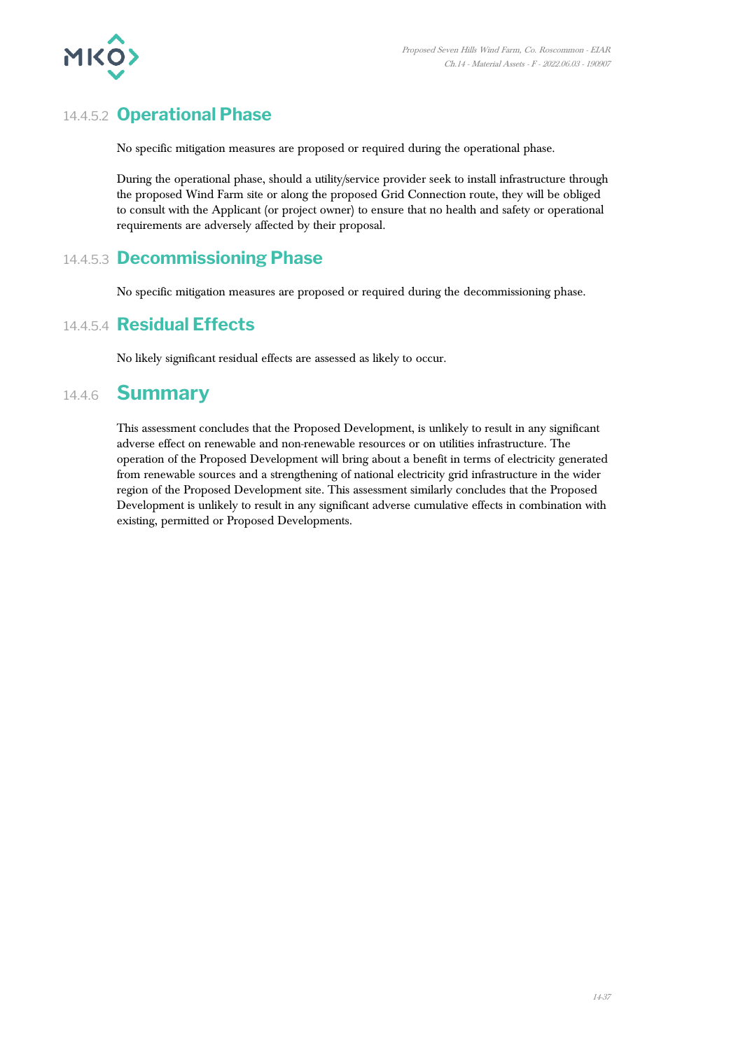#### 14.4.5.2 Operational Phase

No specific mitigation measures are proposed or required during the operational phase.

During the operational phase, should a utility/service provider seek to install infrastructure through the proposed Wind Farm site or along the proposed Grid Connection route, they will be obliged to consult with the Applicant (or project owner) to ensure that no health and safety or operational requirements are adversely affected by their proposal.

#### 14.4.5.3 Decommissioning Phase

No specific mitigation measures are proposed or required during the decommissioning phase.

#### 14.4.5.4 Residual Effects

No likely significant residual effects are assessed as likely to occur.

### 14.4.6 Summary

This assessment concludes that the Proposed Development, is unlikely to result in any significant adverse effect on renewable and non-renewable resources or on utilities infrastructure. The operation of the Proposed Development will bring about a benefit in terms of electricity generated from renewable sources and a strengthening of national electricity grid infrastructure in the wider region of the Proposed Development site. This assessment similarly concludes that the Proposed Development is unlikely to result in any significant adverse cumulative effects in combination with existing, permitted or Proposed Developments.